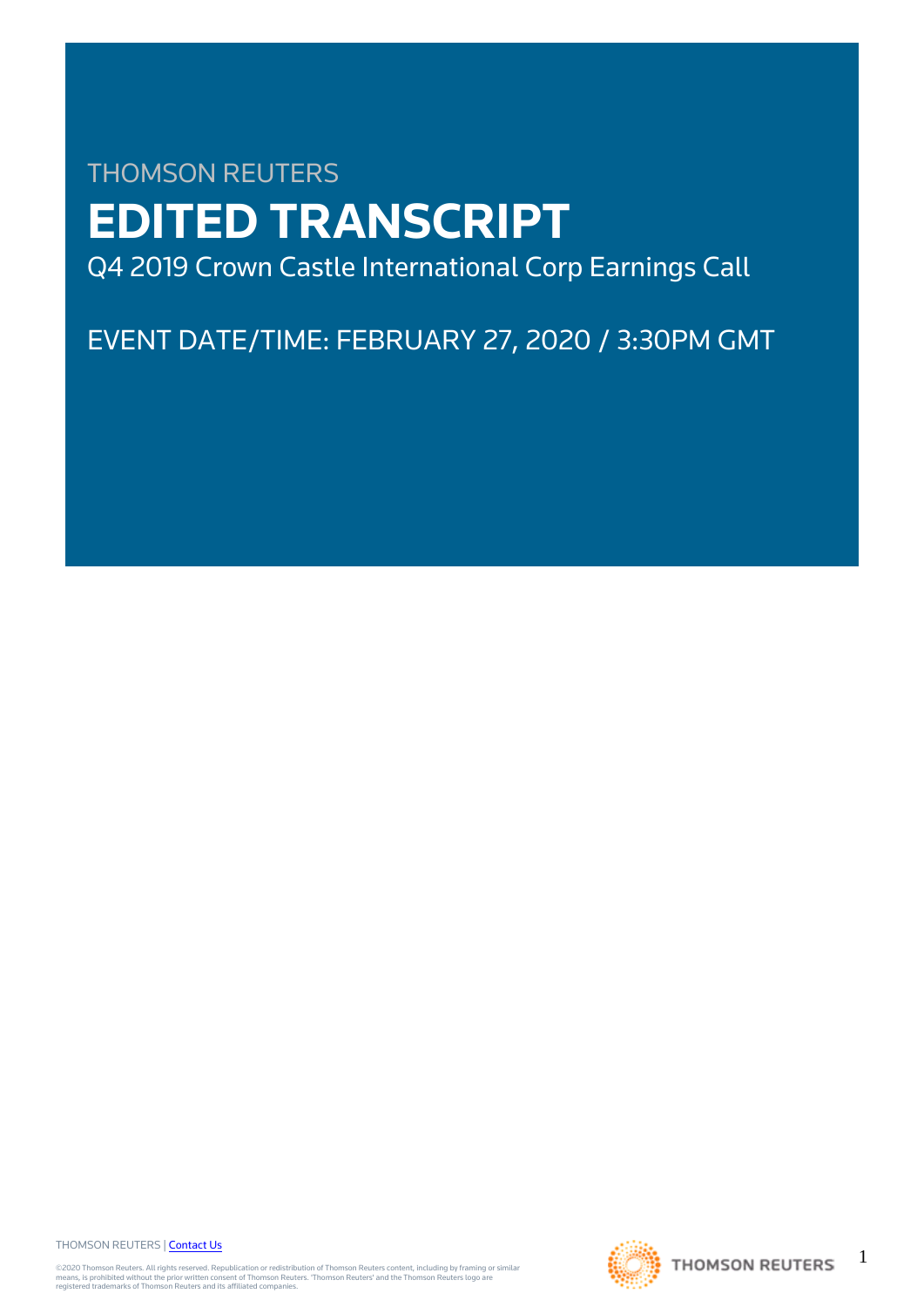THOMSON REUTERS

# EDITED TRANSCRIPT

Q4 2019 Crown Castle International Corp Earnings Call

EVENT DATE/TIME: FEBRUARY 27, 2020 / 3:30PM GMT

THOMSON REUTERS | Contact Us

©2020 Thomson Reuters. All rights reserved. Republication or redistribution of Thomson Reuters content, including by framing or similar means, is prohibited without the prior written consent of Thomson Reuters. 'Thomson Reuters' and the Thomson Reuters logo are registered trademarks of Thomson Reuters and its affiliated companies.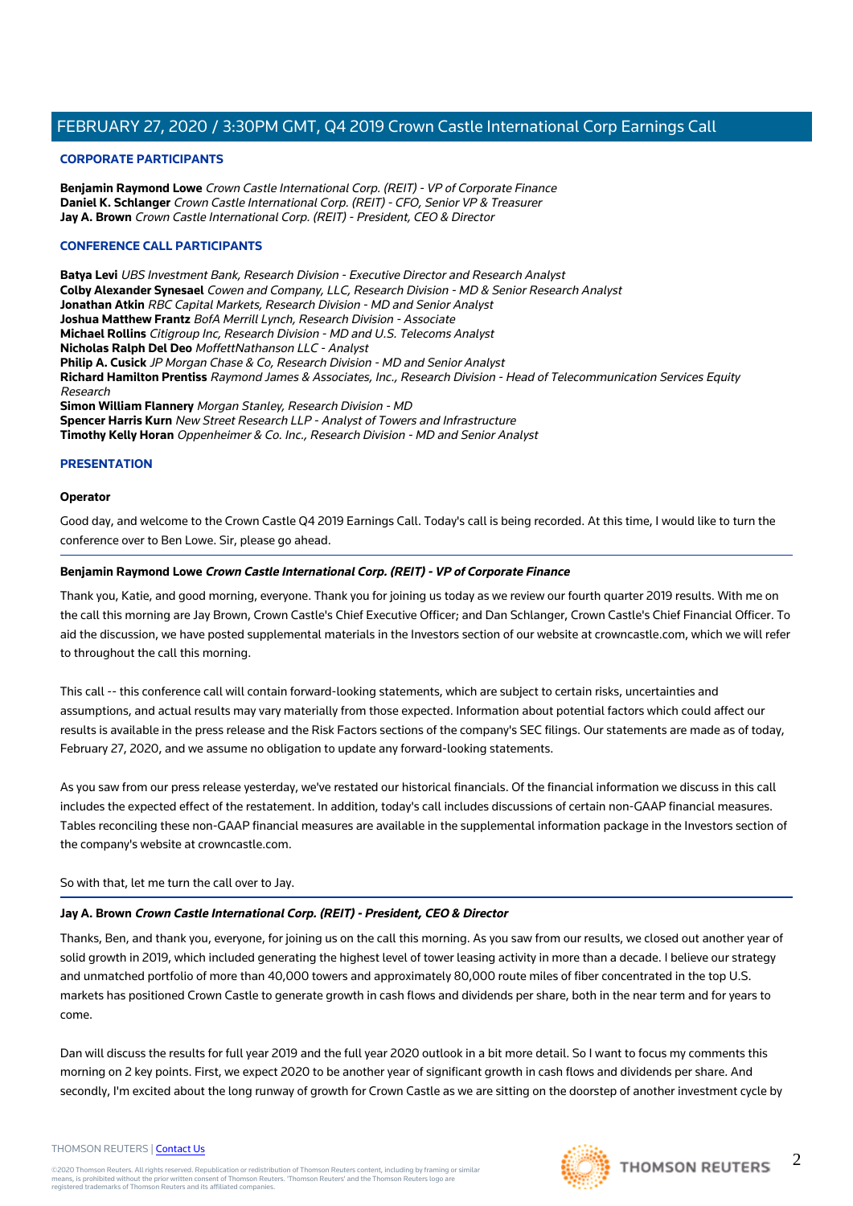## CORPORATE PARTICIPANTS

**Benjamin Raymond Lowe** *Crown Castle International Corp. (REIT) - VP of Corporate Finance*
**Daniel K. Schlanger** *Crown Castle International Corp. (REIT) - CFO, Senior VP & Treasurer*
**Jay A. Brown** *Crown Castle International Corp. (REIT) - President, CEO & Director*

## CONFERENCE CALL PARTICIPANTS

**Batya Levi** *UBS Investment Bank, Research Division - Executive Director and Research Analyst*
**Colby Alexander Synesael** *Cowen and Company, LLC, Research Division - MD & Senior Research Analyst*
**Jonathan Atkin** *RBC Capital Markets, Research Division - MD and Senior Analyst*
**Joshua Matthew Frantz** *BofA Merrill Lynch, Research Division - Associate*
**Michael Rollins** *Citigroup Inc, Research Division - MD and U.S. Telecoms Analyst*
**Nicholas Ralph Del Deo** *MoffettNathanson LLC - Analyst*
**Philip A. Cusick** *JP Morgan Chase & Co, Research Division - MD and Senior Analyst*
**Richard Hamilton Prentiss** *Raymond James & Associates, Inc., Research Division - Head of Telecommunication Services Equity Research*
**Simon William Flannery** *Morgan Stanley, Research Division - MD*
**Spencer Harris Kurn** *New Street Research LLP - Analyst of Towers and Infrastructure*
**Timothy Kelly Horan** *Oppenheimer & Co. Inc., Research Division - MD and Senior Analyst*

## PRESENTATION

**Operator**

Good day, and welcome to the Crown Castle Q4 2019 Earnings Call. Today's call is being recorded. At this time, I would like to turn the conference over to Ben Lowe. Sir, please go ahead.

**Benjamin Raymond Lowe** ***Crown Castle International Corp. (REIT) - VP of Corporate Finance***

Thank you, Katie, and good morning, everyone. Thank you for joining us today as we review our fourth quarter 2019 results. With me on the call this morning are Jay Brown, Crown Castle's Chief Executive Officer; and Dan Schlanger, Crown Castle's Chief Financial Officer. To aid the discussion, we have posted supplemental materials in the Investors section of our website at crowncastle.com, which we will refer to throughout the call this morning.

This call -- this conference call will contain forward-looking statements, which are subject to certain risks, uncertainties and assumptions, and actual results may vary materially from those expected. Information about potential factors which could affect our results is available in the press release and the Risk Factors sections of the company's SEC filings. Our statements are made as of today, February 27, 2020, and we assume no obligation to update any forward-looking statements.

As you saw from our press release yesterday, we've restated our historical financials. Of the financial information we discuss in this call includes the expected effect of the restatement. In addition, today's call includes discussions of certain non-GAAP financial measures. Tables reconciling these non-GAAP financial measures are available in the supplemental information package in the Investors section of the company's website at crowncastle.com.

So with that, let me turn the call over to Jay.

**Jay A. Brown** ***Crown Castle International Corp. (REIT) - President, CEO & Director***

Thanks, Ben, and thank you, everyone, for joining us on the call this morning. As you saw from our results, we closed out another year of solid growth in 2019, which included generating the highest level of tower leasing activity in more than a decade. I believe our strategy and unmatched portfolio of more than 40,000 towers and approximately 80,000 route miles of fiber concentrated in the top U.S. markets has positioned Crown Castle to generate growth in cash flows and dividends per share, both in the near term and for years to come.

Dan will discuss the results for full year 2019 and the full year 2020 outlook in a bit more detail. So I want to focus my comments this morning on 2 key points. First, we expect 2020 to be another year of significant growth in cash flows and dividends per share. And secondly, I'm excited about the long runway of growth for Crown Castle as we are sitting on the doorstep of another investment cycle by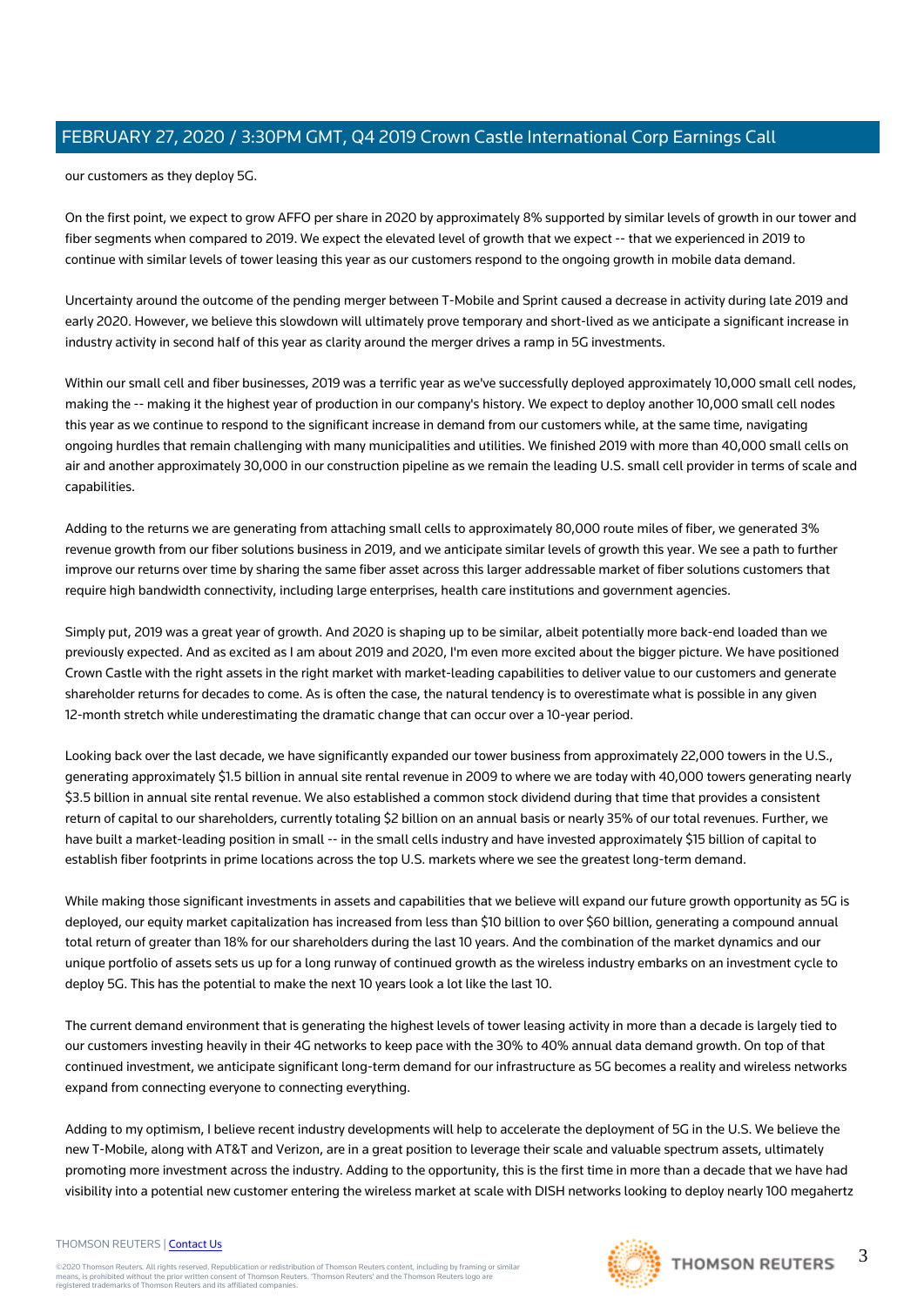our customers as they deploy 5G.

On the first point, we expect to grow AFFO per share in 2020 by approximately 8% supported by similar levels of growth in our tower and fiber segments when compared to 2019. We expect the elevated level of growth that we expect -- that we experienced in 2019 to continue with similar levels of tower leasing this year as our customers respond to the ongoing growth in mobile data demand.

Uncertainty around the outcome of the pending merger between T-Mobile and Sprint caused a decrease in activity during late 2019 and early 2020. However, we believe this slowdown will ultimately prove temporary and short-lived as we anticipate a significant increase in industry activity in second half of this year as clarity around the merger drives a ramp in 5G investments.

Within our small cell and fiber businesses, 2019 was a terrific year as we've successfully deployed approximately 10,000 small cell nodes, making the -- making it the highest year of production in our company's history. We expect to deploy another 10,000 small cell nodes this year as we continue to respond to the significant increase in demand from our customers while, at the same time, navigating ongoing hurdles that remain challenging with many municipalities and utilities. We finished 2019 with more than 40,000 small cells on air and another approximately 30,000 in our construction pipeline as we remain the leading U.S. small cell provider in terms of scale and capabilities.

Adding to the returns we are generating from attaching small cells to approximately 80,000 route miles of fiber, we generated 3% revenue growth from our fiber solutions business in 2019, and we anticipate similar levels of growth this year. We see a path to further improve our returns over time by sharing the same fiber asset across this larger addressable market of fiber solutions customers that require high bandwidth connectivity, including large enterprises, health care institutions and government agencies.

Simply put, 2019 was a great year of growth. And 2020 is shaping up to be similar, albeit potentially more back-end loaded than we previously expected. And as excited as I am about 2019 and 2020, I'm even more excited about the bigger picture. We have positioned Crown Castle with the right assets in the right market with market-leading capabilities to deliver value to our customers and generate shareholder returns for decades to come. As is often the case, the natural tendency is to overestimate what is possible in any given 12-month stretch while underestimating the dramatic change that can occur over a 10-year period.

Looking back over the last decade, we have significantly expanded our tower business from approximately 22,000 towers in the U.S., generating approximately $1.5 billion in annual site rental revenue in 2009 to where we are today with 40,000 towers generating nearly $3.5 billion in annual site rental revenue. We also established a common stock dividend during that time that provides a consistent return of capital to our shareholders, currently totaling $2 billion on an annual basis or nearly 35% of our total revenues. Further, we have built a market-leading position in small -- in the small cells industry and have invested approximately $15 billion of capital to establish fiber footprints in prime locations across the top U.S. markets where we see the greatest long-term demand.

While making those significant investments in assets and capabilities that we believe will expand our future growth opportunity as 5G is deployed, our equity market capitalization has increased from less than $10 billion to over $60 billion, generating a compound annual total return of greater than 18% for our shareholders during the last 10 years. And the combination of the market dynamics and our unique portfolio of assets sets us up for a long runway of continued growth as the wireless industry embarks on an investment cycle to deploy 5G. This has the potential to make the next 10 years look a lot like the last 10.

The current demand environment that is generating the highest levels of tower leasing activity in more than a decade is largely tied to our customers investing heavily in their 4G networks to keep pace with the 30% to 40% annual data demand growth. On top of that continued investment, we anticipate significant long-term demand for our infrastructure as 5G becomes a reality and wireless networks expand from connecting everyone to connecting everything.

Adding to my optimism, I believe recent industry developments will help to accelerate the deployment of 5G in the U.S. We believe the new T-Mobile, along with AT&T and Verizon, are in a great position to leverage their scale and valuable spectrum assets, ultimately promoting more investment across the industry. Adding to the opportunity, this is the first time in more than a decade that we have had visibility into a potential new customer entering the wireless market at scale with DISH networks looking to deploy nearly 100 megahertz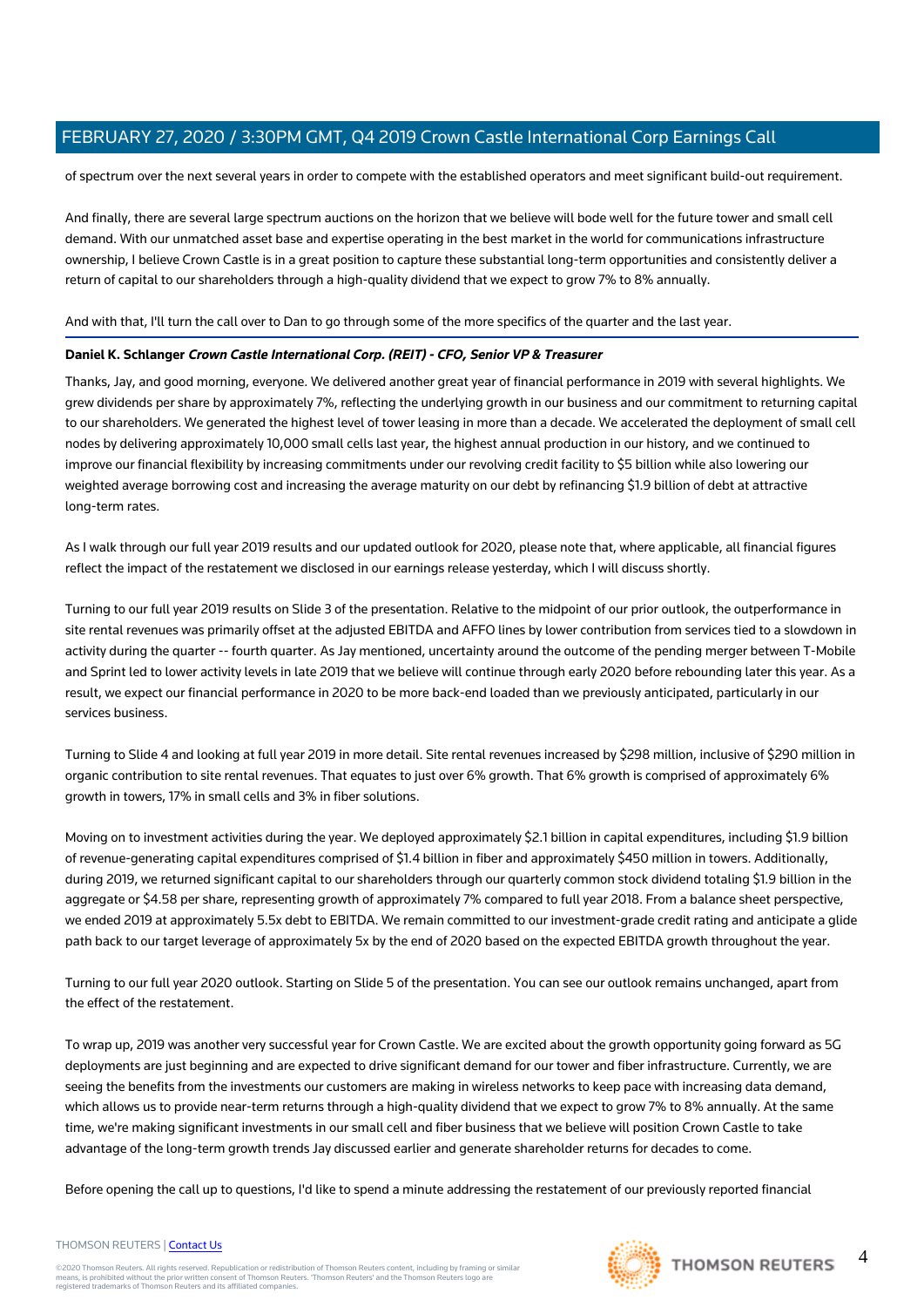of spectrum over the next several years in order to compete with the established operators and meet significant build-out requirement.

And finally, there are several large spectrum auctions on the horizon that we believe will bode well for the future tower and small cell demand. With our unmatched asset base and expertise operating in the best market in the world for communications infrastructure ownership, I believe Crown Castle is in a great position to capture these substantial long-term opportunities and consistently deliver a return of capital to our shareholders through a high-quality dividend that we expect to grow 7% to 8% annually.

And with that, I'll turn the call over to Dan to go through some of the more specifics of the quarter and the last year.

**Daniel K. Schlanger** ***Crown Castle International Corp. (REIT) - CFO, Senior VP & Treasurer***

Thanks, Jay, and good morning, everyone. We delivered another great year of financial performance in 2019 with several highlights. We grew dividends per share by approximately 7%, reflecting the underlying growth in our business and our commitment to returning capital to our shareholders. We generated the highest level of tower leasing in more than a decade. We accelerated the deployment of small cell nodes by delivering approximately 10,000 small cells last year, the highest annual production in our history, and we continued to improve our financial flexibility by increasing commitments under our revolving credit facility to $5 billion while also lowering our weighted average borrowing cost and increasing the average maturity on our debt by refinancing $1.9 billion of debt at attractive long-term rates.

As I walk through our full year 2019 results and our updated outlook for 2020, please note that, where applicable, all financial figures reflect the impact of the restatement we disclosed in our earnings release yesterday, which I will discuss shortly.

Turning to our full year 2019 results on Slide 3 of the presentation. Relative to the midpoint of our prior outlook, the outperformance in site rental revenues was primarily offset at the adjusted EBITDA and AFFO lines by lower contribution from services tied to a slowdown in activity during the quarter -- fourth quarter. As Jay mentioned, uncertainty around the outcome of the pending merger between T-Mobile and Sprint led to lower activity levels in late 2019 that we believe will continue through early 2020 before rebounding later this year. As a result, we expect our financial performance in 2020 to be more back-end loaded than we previously anticipated, particularly in our services business.

Turning to Slide 4 and looking at full year 2019 in more detail. Site rental revenues increased by $298 million, inclusive of $290 million in organic contribution to site rental revenues. That equates to just over 6% growth. That 6% growth is comprised of approximately 6% growth in towers, 17% in small cells and 3% in fiber solutions.

Moving on to investment activities during the year. We deployed approximately $2.1 billion in capital expenditures, including $1.9 billion of revenue-generating capital expenditures comprised of $1.4 billion in fiber and approximately $450 million in towers. Additionally, during 2019, we returned significant capital to our shareholders through our quarterly common stock dividend totaling $1.9 billion in the aggregate or $4.58 per share, representing growth of approximately 7% compared to full year 2018. From a balance sheet perspective, we ended 2019 at approximately 5.5x debt to EBITDA. We remain committed to our investment-grade credit rating and anticipate a glide path back to our target leverage of approximately 5x by the end of 2020 based on the expected EBITDA growth throughout the year.

Turning to our full year 2020 outlook. Starting on Slide 5 of the presentation. You can see our outlook remains unchanged, apart from the effect of the restatement.

To wrap up, 2019 was another very successful year for Crown Castle. We are excited about the growth opportunity going forward as 5G deployments are just beginning and are expected to drive significant demand for our tower and fiber infrastructure. Currently, we are seeing the benefits from the investments our customers are making in wireless networks to keep pace with increasing data demand, which allows us to provide near-term returns through a high-quality dividend that we expect to grow 7% to 8% annually. At the same time, we're making significant investments in our small cell and fiber business that we believe will position Crown Castle to take advantage of the long-term growth trends Jay discussed earlier and generate shareholder returns for decades to come.

Before opening the call up to questions, I'd like to spend a minute addressing the restatement of our previously reported financial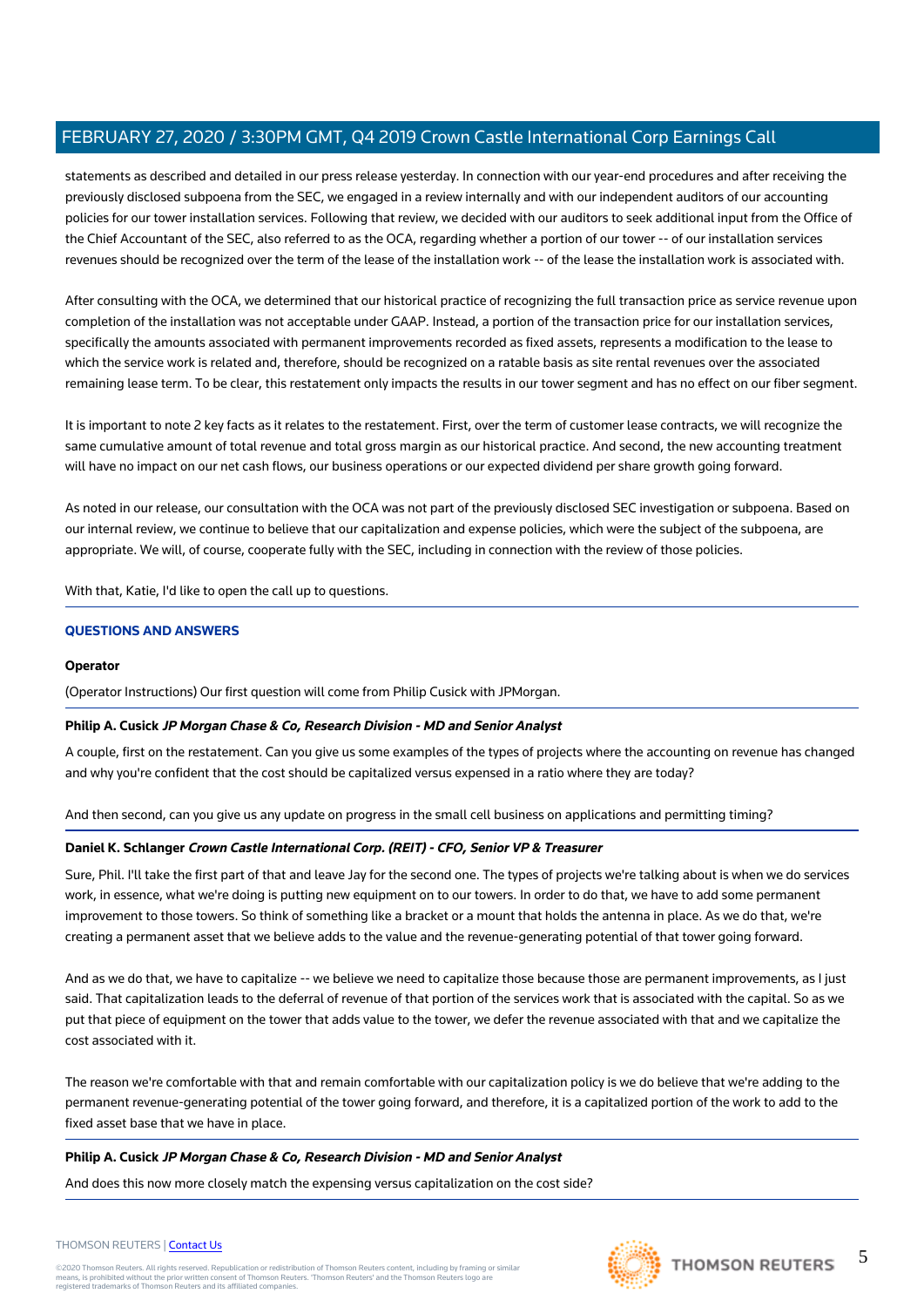statements as described and detailed in our press release yesterday. In connection with our year-end procedures and after receiving the previously disclosed subpoena from the SEC, we engaged in a review internally and with our independent auditors of our accounting policies for our tower installation services. Following that review, we decided with our auditors to seek additional input from the Office of the Chief Accountant of the SEC, also referred to as the OCA, regarding whether a portion of our tower -- of our installation services revenues should be recognized over the term of the lease of the installation work -- of the lease the installation work is associated with.

After consulting with the OCA, we determined that our historical practice of recognizing the full transaction price as service revenue upon completion of the installation was not acceptable under GAAP. Instead, a portion of the transaction price for our installation services, specifically the amounts associated with permanent improvements recorded as fixed assets, represents a modification to the lease to which the service work is related and, therefore, should be recognized on a ratable basis as site rental revenues over the associated remaining lease term. To be clear, this restatement only impacts the results in our tower segment and has no effect on our fiber segment.

It is important to note 2 key facts as it relates to the restatement. First, over the term of customer lease contracts, we will recognize the same cumulative amount of total revenue and total gross margin as our historical practice. And second, the new accounting treatment will have no impact on our net cash flows, our business operations or our expected dividend per share growth going forward.

As noted in our release, our consultation with the OCA was not part of the previously disclosed SEC investigation or subpoena. Based on our internal review, we continue to believe that our capitalization and expense policies, which were the subject of the subpoena, are appropriate. We will, of course, cooperate fully with the SEC, including in connection with the review of those policies.

With that, Katie, I'd like to open the call up to questions.

## QUESTIONS AND ANSWERS

**Operator**

(Operator Instructions) Our first question will come from Philip Cusick with JPMorgan.

**Philip A. Cusick** ***JP Morgan Chase & Co, Research Division - MD and Senior Analyst***

A couple, first on the restatement. Can you give us some examples of the types of projects where the accounting on revenue has changed and why you're confident that the cost should be capitalized versus expensed in a ratio where they are today?

And then second, can you give us any update on progress in the small cell business on applications and permitting timing?

**Daniel K. Schlanger** ***Crown Castle International Corp. (REIT) - CFO, Senior VP & Treasurer***

Sure, Phil. I'll take the first part of that and leave Jay for the second one. The types of projects we're talking about is when we do services work, in essence, what we're doing is putting new equipment on to our towers. In order to do that, we have to add some permanent improvement to those towers. So think of something like a bracket or a mount that holds the antenna in place. As we do that, we're creating a permanent asset that we believe adds to the value and the revenue-generating potential of that tower going forward.

And as we do that, we have to capitalize -- we believe we need to capitalize those because those are permanent improvements, as I just said. That capitalization leads to the deferral of revenue of that portion of the services work that is associated with the capital. So as we put that piece of equipment on the tower that adds value to the tower, we defer the revenue associated with that and we capitalize the cost associated with it.

The reason we're comfortable with that and remain comfortable with our capitalization policy is we do believe that we're adding to the permanent revenue-generating potential of the tower going forward, and therefore, it is a capitalized portion of the work to add to the fixed asset base that we have in place.

**Philip A. Cusick** ***JP Morgan Chase & Co, Research Division - MD and Senior Analyst***

And does this now more closely match the expensing versus capitalization on the cost side?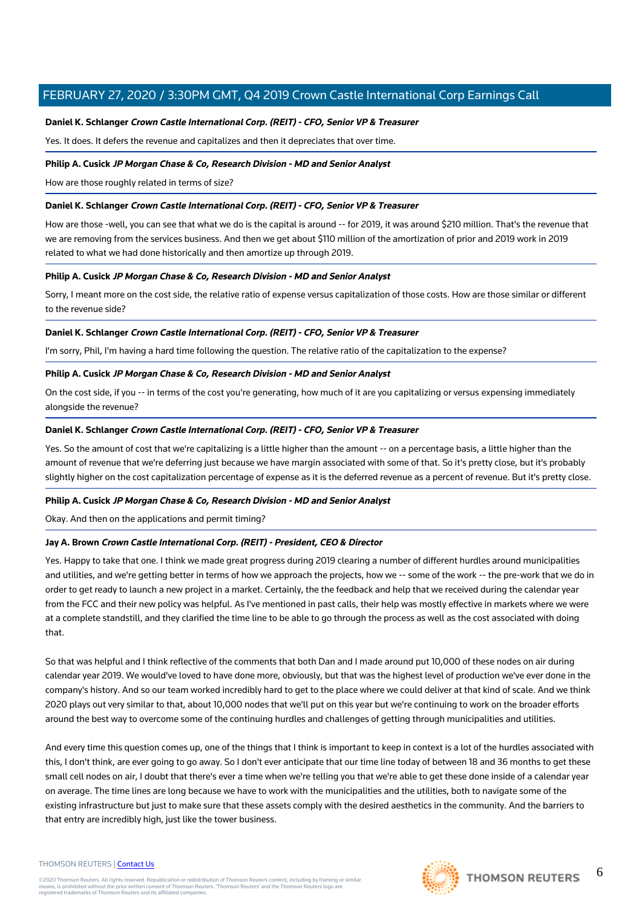**Daniel K. Schlanger** ***Crown Castle International Corp. (REIT) - CFO, Senior VP & Treasurer***

Yes. It does. It defers the revenue and capitalizes and then it depreciates that over time.

**Philip A. Cusick** ***JP Morgan Chase & Co, Research Division - MD and Senior Analyst***

How are those roughly related in terms of size?

**Daniel K. Schlanger** ***Crown Castle International Corp. (REIT) - CFO, Senior VP & Treasurer***

How are those -well, you can see that what we do is the capital is around -- for 2019, it was around $210 million. That's the revenue that we are removing from the services business. And then we get about $110 million of the amortization of prior and 2019 work in 2019 related to what we had done historically and then amortize up through 2019.

**Philip A. Cusick** ***JP Morgan Chase & Co, Research Division - MD and Senior Analyst***

Sorry, I meant more on the cost side, the relative ratio of expense versus capitalization of those costs. How are those similar or different to the revenue side?

**Daniel K. Schlanger** ***Crown Castle International Corp. (REIT) - CFO, Senior VP & Treasurer***

I'm sorry, Phil, I'm having a hard time following the question. The relative ratio of the capitalization to the expense?

**Philip A. Cusick** ***JP Morgan Chase & Co, Research Division - MD and Senior Analyst***

On the cost side, if you -- in terms of the cost you're generating, how much of it are you capitalizing or versus expensing immediately alongside the revenue?

**Daniel K. Schlanger** ***Crown Castle International Corp. (REIT) - CFO, Senior VP & Treasurer***

Yes. So the amount of cost that we're capitalizing is a little higher than the amount -- on a percentage basis, a little higher than the amount of revenue that we're deferring just because we have margin associated with some of that. So it's pretty close, but it's probably slightly higher on the cost capitalization percentage of expense as it is the deferred revenue as a percent of revenue. But it's pretty close.

**Philip A. Cusick** ***JP Morgan Chase & Co, Research Division - MD and Senior Analyst***

Okay. And then on the applications and permit timing?

**Jay A. Brown** ***Crown Castle International Corp. (REIT) - President, CEO & Director***

Yes. Happy to take that one. I think we made great progress during 2019 clearing a number of different hurdles around municipalities and utilities, and we're getting better in terms of how we approach the projects, how we -- some of the work -- the pre-work that we do in order to get ready to launch a new project in a market. Certainly, the the feedback and help that we received during the calendar year from the FCC and their new policy was helpful. As I've mentioned in past calls, their help was mostly effective in markets where we were at a complete standstill, and they clarified the time line to be able to go through the process as well as the cost associated with doing that.

So that was helpful and I think reflective of the comments that both Dan and I made around put 10,000 of these nodes on air during calendar year 2019. We would've loved to have done more, obviously, but that was the highest level of production we've ever done in the company's history. And so our team worked incredibly hard to get to the place where we could deliver at that kind of scale. And we think 2020 plays out very similar to that, about 10,000 nodes that we'll put on this year but we're continuing to work on the broader efforts around the best way to overcome some of the continuing hurdles and challenges of getting through municipalities and utilities.

And every time this question comes up, one of the things that I think is important to keep in context is a lot of the hurdles associated with this, I don't think, are ever going to go away. So I don't ever anticipate that our time line today of between 18 and 36 months to get these small cell nodes on air, I doubt that there's ever a time when we're telling you that we're able to get these done inside of a calendar year on average. The time lines are long because we have to work with the municipalities and the utilities, both to navigate some of the existing infrastructure but just to make sure that these assets comply with the desired aesthetics in the community. And the barriers to that entry are incredibly high, just like the tower business.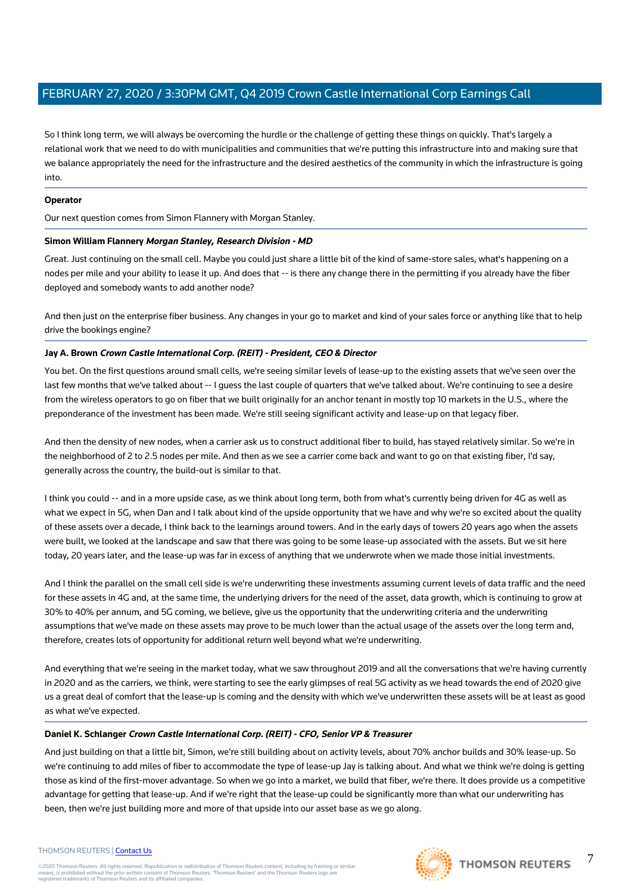So I think long term, we will always be overcoming the hurdle or the challenge of getting these things on quickly. That's largely a relational work that we need to do with municipalities and communities that we're putting this infrastructure into and making sure that we balance appropriately the need for the infrastructure and the desired aesthetics of the community in which the infrastructure is going into.

**Operator**

Our next question comes from Simon Flannery with Morgan Stanley.

**Simon William Flannery** ***Morgan Stanley, Research Division - MD***

Great. Just continuing on the small cell. Maybe you could just share a little bit of the kind of same-store sales, what's happening on a nodes per mile and your ability to lease it up. And does that -- is there any change there in the permitting if you already have the fiber deployed and somebody wants to add another node?

And then just on the enterprise fiber business. Any changes in your go to market and kind of your sales force or anything like that to help drive the bookings engine?

**Jay A. Brown** ***Crown Castle International Corp. (REIT) - President, CEO & Director***

You bet. On the first questions around small cells, we're seeing similar levels of lease-up to the existing assets that we've seen over the last few months that we've talked about -- I guess the last couple of quarters that we've talked about. We're continuing to see a desire from the wireless operators to go on fiber that we built originally for an anchor tenant in mostly top 10 markets in the U.S., where the preponderance of the investment has been made. We're still seeing significant activity and lease-up on that legacy fiber.

And then the density of new nodes, when a carrier ask us to construct additional fiber to build, has stayed relatively similar. So we're in the neighborhood of 2 to 2.5 nodes per mile. And then as we see a carrier come back and want to go on that existing fiber, I'd say, generally across the country, the build-out is similar to that.

I think you could -- and in a more upside case, as we think about long term, both from what's currently being driven for 4G as well as what we expect in 5G, when Dan and I talk about kind of the upside opportunity that we have and why we're so excited about the quality of these assets over a decade, I think back to the learnings around towers. And in the early days of towers 20 years ago when the assets were built, we looked at the landscape and saw that there was going to be some lease-up associated with the assets. But we sit here today, 20 years later, and the lease-up was far in excess of anything that we underwrote when we made those initial investments.

And I think the parallel on the small cell side is we're underwriting these investments assuming current levels of data traffic and the need for these assets in 4G and, at the same time, the underlying drivers for the need of the asset, data growth, which is continuing to grow at 30% to 40% per annum, and 5G coming, we believe, give us the opportunity that the underwriting criteria and the underwriting assumptions that we've made on these assets may prove to be much lower than the actual usage of the assets over the long term and, therefore, creates lots of opportunity for additional return well beyond what we're underwriting.

And everything that we're seeing in the market today, what we saw throughout 2019 and all the conversations that we're having currently in 2020 and as the carriers, we think, were starting to see the early glimpses of real 5G activity as we head towards the end of 2020 give us a great deal of comfort that the lease-up is coming and the density with which we've underwritten these assets will be at least as good as what we've expected.

**Daniel K. Schlanger** ***Crown Castle International Corp. (REIT) - CFO, Senior VP & Treasurer***

And just building on that a little bit, Simon, we're still building about on activity levels, about 70% anchor builds and 30% lease-up. So we're continuing to add miles of fiber to accommodate the type of lease-up Jay is talking about. And what we think we're doing is getting those as kind of the first-mover advantage. So when we go into a market, we build that fiber, we're there. It does provide us a competitive advantage for getting that lease-up. And if we're right that the lease-up could be significantly more than what our underwriting has been, then we're just building more and more of that upside into our asset base as we go along.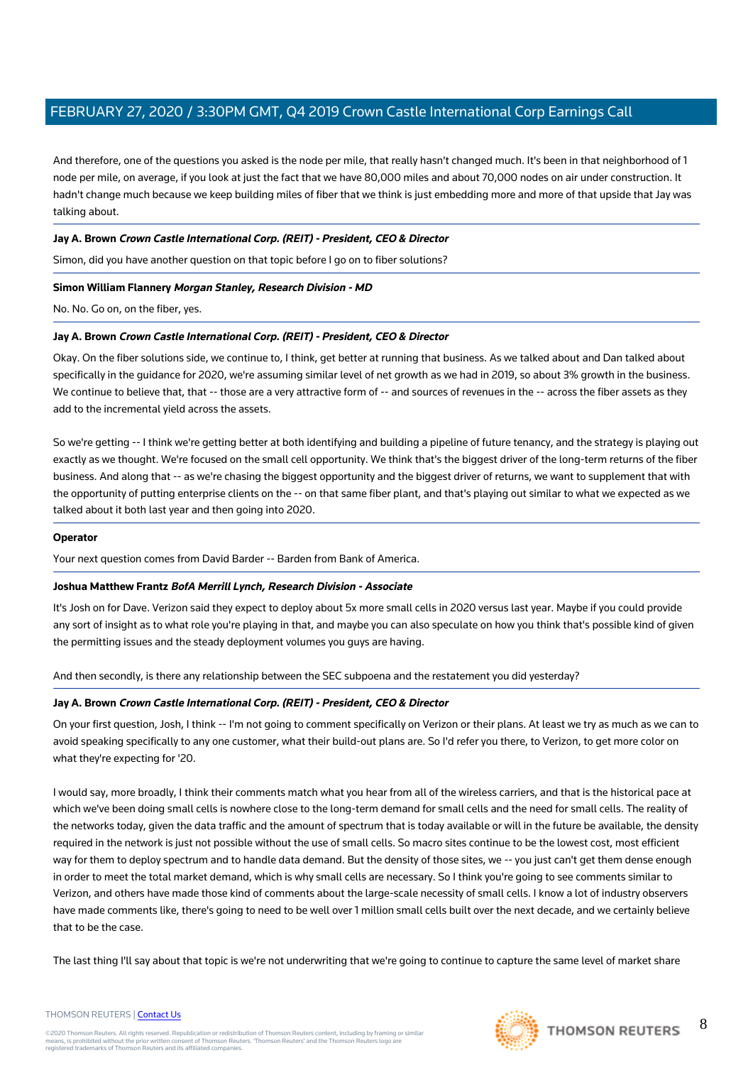And therefore, one of the questions you asked is the node per mile, that really hasn't changed much. It's been in that neighborhood of 1 node per mile, on average, if you look at just the fact that we have 80,000 miles and about 70,000 nodes on air under construction. It hadn't change much because we keep building miles of fiber that we think is just embedding more and more of that upside that Jay was talking about.

**Jay A. Brown** ***Crown Castle International Corp. (REIT) - President, CEO & Director***

Simon, did you have another question on that topic before I go on to fiber solutions?

**Simon William Flannery** ***Morgan Stanley, Research Division - MD***

No. No. Go on, on the fiber, yes.

**Jay A. Brown** ***Crown Castle International Corp. (REIT) - President, CEO & Director***

Okay. On the fiber solutions side, we continue to, I think, get better at running that business. As we talked about and Dan talked about specifically in the guidance for 2020, we're assuming similar level of net growth as we had in 2019, so about 3% growth in the business. We continue to believe that, that -- those are a very attractive form of -- and sources of revenues in the -- across the fiber assets as they add to the incremental yield across the assets.

So we're getting -- I think we're getting better at both identifying and building a pipeline of future tenancy, and the strategy is playing out exactly as we thought. We're focused on the small cell opportunity. We think that's the biggest driver of the long-term returns of the fiber business. And along that -- as we're chasing the biggest opportunity and the biggest driver of returns, we want to supplement that with the opportunity of putting enterprise clients on the -- on that same fiber plant, and that's playing out similar to what we expected as we talked about it both last year and then going into 2020.

**Operator**

Your next question comes from David Barder -- Barden from Bank of America.

**Joshua Matthew Frantz** ***BofA Merrill Lynch, Research Division - Associate***

It's Josh on for Dave. Verizon said they expect to deploy about 5x more small cells in 2020 versus last year. Maybe if you could provide any sort of insight as to what role you're playing in that, and maybe you can also speculate on how you think that's possible kind of given the permitting issues and the steady deployment volumes you guys are having.

And then secondly, is there any relationship between the SEC subpoena and the restatement you did yesterday?

**Jay A. Brown** ***Crown Castle International Corp. (REIT) - President, CEO & Director***

On your first question, Josh, I think -- I'm not going to comment specifically on Verizon or their plans. At least we try as much as we can to avoid speaking specifically to any one customer, what their build-out plans are. So I'd refer you there, to Verizon, to get more color on what they're expecting for '20.

I would say, more broadly, I think their comments match what you hear from all of the wireless carriers, and that is the historical pace at which we've been doing small cells is nowhere close to the long-term demand for small cells and the need for small cells. The reality of the networks today, given the data traffic and the amount of spectrum that is today available or will in the future be available, the density required in the network is just not possible without the use of small cells. So macro sites continue to be the lowest cost, most efficient way for them to deploy spectrum and to handle data demand. But the density of those sites, we -- you just can't get them dense enough in order to meet the total market demand, which is why small cells are necessary. So I think you're going to see comments similar to Verizon, and others have made those kind of comments about the large-scale necessity of small cells. I know a lot of industry observers have made comments like, there's going to need to be well over 1 million small cells built over the next decade, and we certainly believe that to be the case.

The last thing I'll say about that topic is we're not underwriting that we're going to continue to capture the same level of market share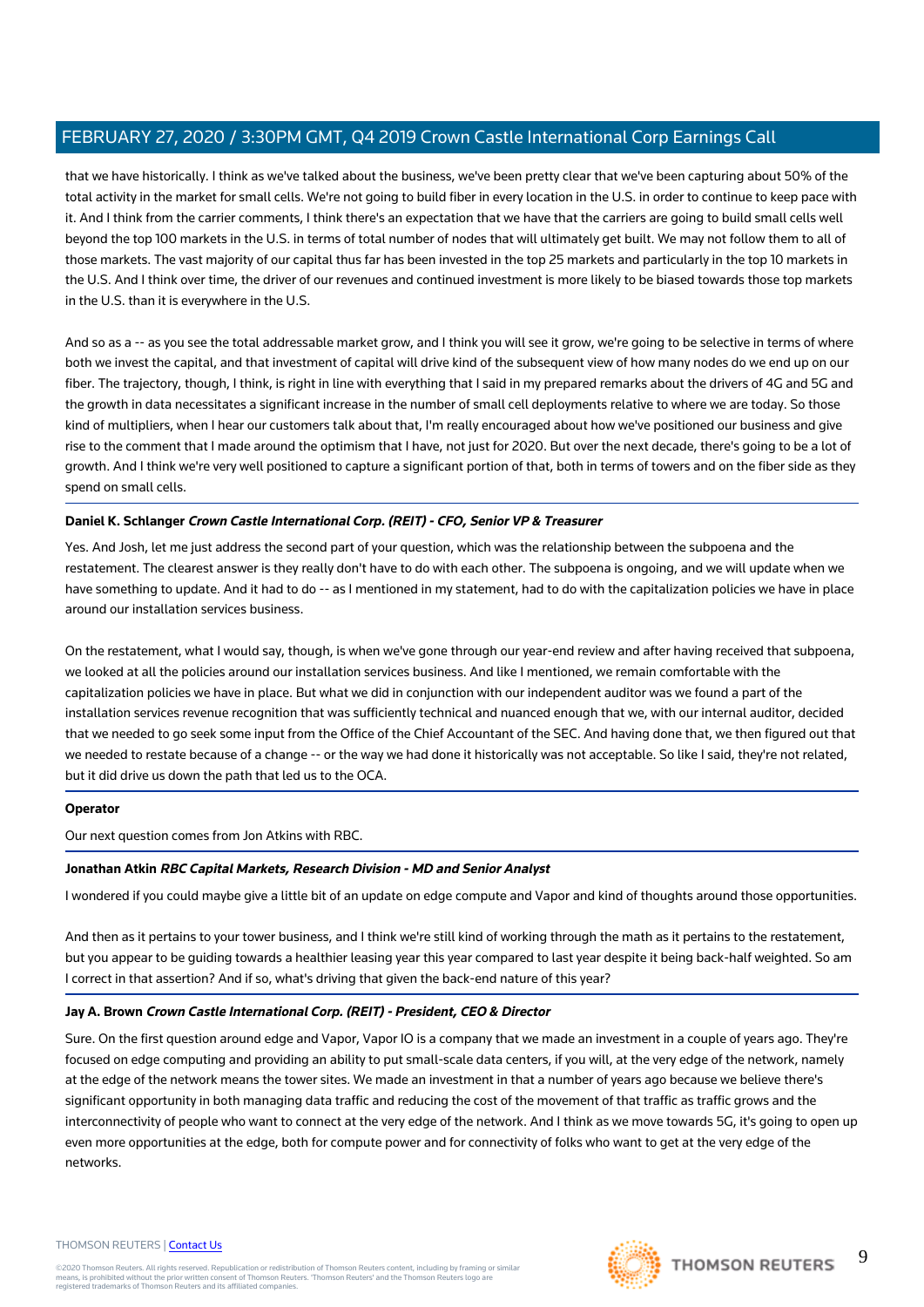that we have historically. I think as we've talked about the business, we've been pretty clear that we've been capturing about 50% of the total activity in the market for small cells. We're not going to build fiber in every location in the U.S. in order to continue to keep pace with it. And I think from the carrier comments, I think there's an expectation that we have that the carriers are going to build small cells well beyond the top 100 markets in the U.S. in terms of total number of nodes that will ultimately get built. We may not follow them to all of those markets. The vast majority of our capital thus far has been invested in the top 25 markets and particularly in the top 10 markets in the U.S. And I think over time, the driver of our revenues and continued investment is more likely to be biased towards those top markets in the U.S. than it is everywhere in the U.S.

And so as a -- as you see the total addressable market grow, and I think you will see it grow, we're going to be selective in terms of where both we invest the capital, and that investment of capital will drive kind of the subsequent view of how many nodes do we end up on our fiber. The trajectory, though, I think, is right in line with everything that I said in my prepared remarks about the drivers of 4G and 5G and the growth in data necessitates a significant increase in the number of small cell deployments relative to where we are today. So those kind of multipliers, when I hear our customers talk about that, I'm really encouraged about how we've positioned our business and give rise to the comment that I made around the optimism that I have, not just for 2020. But over the next decade, there's going to be a lot of growth. And I think we're very well positioned to capture a significant portion of that, both in terms of towers and on the fiber side as they spend on small cells.

---

**Daniel K. Schlanger** ***Crown Castle International Corp. (REIT) - CFO, Senior VP & Treasurer***

Yes. And Josh, let me just address the second part of your question, which was the relationship between the subpoena and the restatement. The clearest answer is they really don't have to do with each other. The subpoena is ongoing, and we will update when we have something to update. And it had to do -- as I mentioned in my statement, had to do with the capitalization policies we have in place around our installation services business.

On the restatement, what I would say, though, is when we've gone through our year-end review and after having received that subpoena, we looked at all the policies around our installation services business. And like I mentioned, we remain comfortable with the capitalization policies we have in place. But what we did in conjunction with our independent auditor was we found a part of the installation services revenue recognition that was sufficiently technical and nuanced enough that we, with our internal auditor, decided that we needed to go seek some input from the Office of the Chief Accountant of the SEC. And having done that, we then figured out that we needed to restate because of a change -- or the way we had done it historically was not acceptable. So like I said, they're not related, but it did drive us down the path that led us to the OCA.

---

**Operator**

Our next question comes from Jon Atkins with RBC.

---

**Jonathan Atkin** ***RBC Capital Markets, Research Division - MD and Senior Analyst***

I wondered if you could maybe give a little bit of an update on edge compute and Vapor and kind of thoughts around those opportunities.

And then as it pertains to your tower business, and I think we're still kind of working through the math as it pertains to the restatement, but you appear to be guiding towards a healthier leasing year this year compared to last year despite it being back-half weighted. So am I correct in that assertion? And if so, what's driving that given the back-end nature of this year?

---

**Jay A. Brown** ***Crown Castle International Corp. (REIT) - President, CEO & Director***

Sure. On the first question around edge and Vapor, Vapor IO is a company that we made an investment in a couple of years ago. They're focused on edge computing and providing an ability to put small-scale data centers, if you will, at the very edge of the network, namely at the edge of the network means the tower sites. We made an investment in that a number of years ago because we believe there's significant opportunity in both managing data traffic and reducing the cost of the movement of that traffic as traffic grows and the interconnectivity of people who want to connect at the very edge of the network. And I think as we move towards 5G, it's going to open up even more opportunities at the edge, both for compute power and for connectivity of folks who want to get at the very edge of the networks.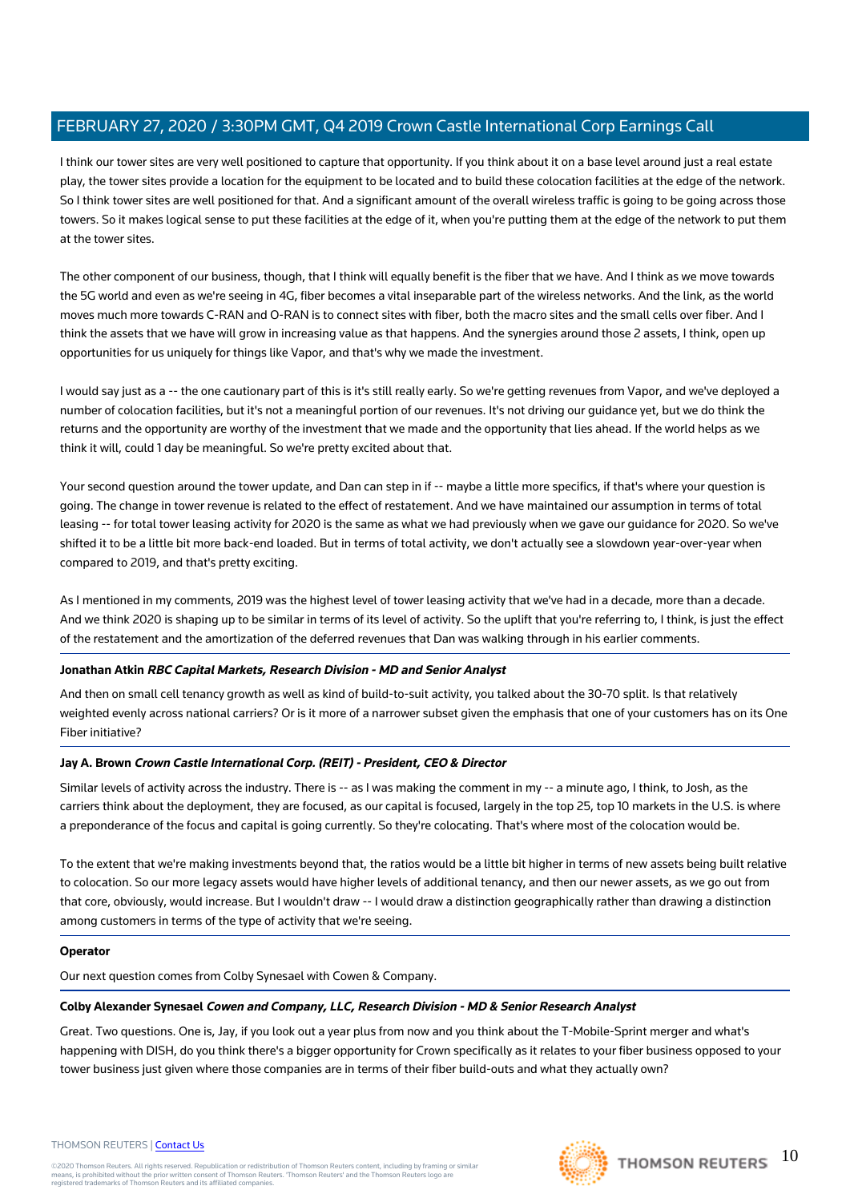I think our tower sites are very well positioned to capture that opportunity. If you think about it on a base level around just a real estate play, the tower sites provide a location for the equipment to be located and to build these colocation facilities at the edge of the network. So I think tower sites are well positioned for that. And a significant amount of the overall wireless traffic is going to be going across those towers. So it makes logical sense to put these facilities at the edge of it, when you're putting them at the edge of the network to put them at the tower sites.

The other component of our business, though, that I think will equally benefit is the fiber that we have. And I think as we move towards the 5G world and even as we're seeing in 4G, fiber becomes a vital inseparable part of the wireless networks. And the link, as the world moves much more towards C-RAN and O-RAN is to connect sites with fiber, both the macro sites and the small cells over fiber. And I think the assets that we have will grow in increasing value as that happens. And the synergies around those 2 assets, I think, open up opportunities for us uniquely for things like Vapor, and that's why we made the investment.

I would say just as a -- the one cautionary part of this is it's still really early. So we're getting revenues from Vapor, and we've deployed a number of colocation facilities, but it's not a meaningful portion of our revenues. It's not driving our guidance yet, but we do think the returns and the opportunity are worthy of the investment that we made and the opportunity that lies ahead. If the world helps as we think it will, could 1 day be meaningful. So we're pretty excited about that.

Your second question around the tower update, and Dan can step in if -- maybe a little more specifics, if that's where your question is going. The change in tower revenue is related to the effect of restatement. And we have maintained our assumption in terms of total leasing -- for total tower leasing activity for 2020 is the same as what we had previously when we gave our guidance for 2020. So we've shifted it to be a little bit more back-end loaded. But in terms of total activity, we don't actually see a slowdown year-over-year when compared to 2019, and that's pretty exciting.

As I mentioned in my comments, 2019 was the highest level of tower leasing activity that we've had in a decade, more than a decade. And we think 2020 is shaping up to be similar in terms of its level of activity. So the uplift that you're referring to, I think, is just the effect of the restatement and the amortization of the deferred revenues that Dan was walking through in his earlier comments.

**Jonathan Atkin** ***RBC Capital Markets, Research Division - MD and Senior Analyst***

And then on small cell tenancy growth as well as kind of build-to-suit activity, you talked about the 30-70 split. Is that relatively weighted evenly across national carriers? Or is it more of a narrower subset given the emphasis that one of your customers has on its One Fiber initiative?

**Jay A. Brown** ***Crown Castle International Corp. (REIT) - President, CEO & Director***

Similar levels of activity across the industry. There is -- as I was making the comment in my -- a minute ago, I think, to Josh, as the carriers think about the deployment, they are focused, as our capital is focused, largely in the top 25, top 10 markets in the U.S. is where a preponderance of the focus and capital is going currently. So they're colocating. That's where most of the colocation would be.

To the extent that we're making investments beyond that, the ratios would be a little bit higher in terms of new assets being built relative to colocation. So our more legacy assets would have higher levels of additional tenancy, and then our newer assets, as we go out from that core, obviously, would increase. But I wouldn't draw -- I would draw a distinction geographically rather than drawing a distinction among customers in terms of the type of activity that we're seeing.

**Operator**

Our next question comes from Colby Synesael with Cowen & Company.

**Colby Alexander Synesael** ***Cowen and Company, LLC, Research Division - MD & Senior Research Analyst***

Great. Two questions. One is, Jay, if you look out a year plus from now and you think about the T-Mobile-Sprint merger and what's happening with DISH, do you think there's a bigger opportunity for Crown specifically as it relates to your fiber business opposed to your tower business just given where those companies are in terms of their fiber build-outs and what they actually own?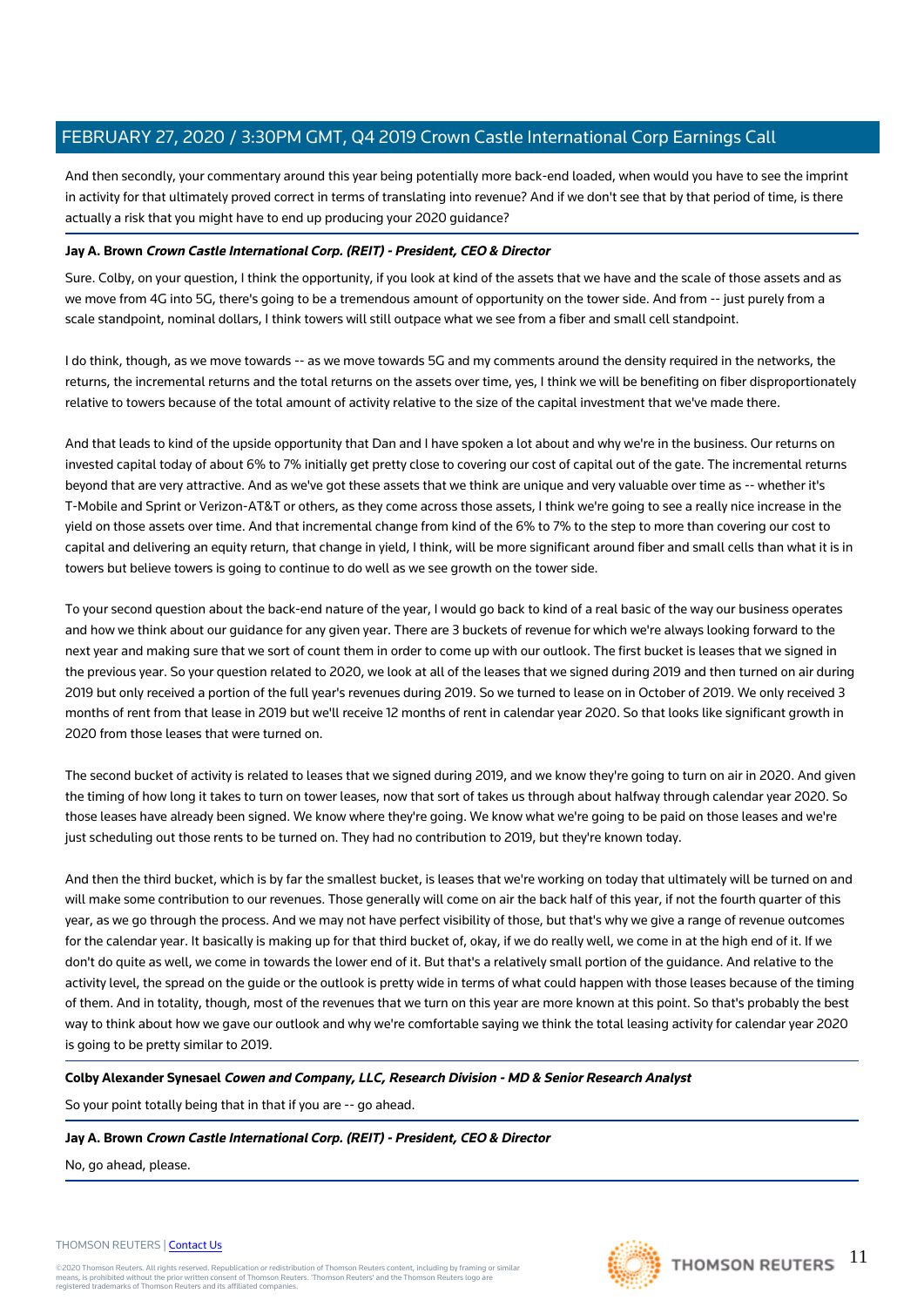And then secondly, your commentary around this year being potentially more back-end loaded, when would you have to see the imprint in activity for that ultimately proved correct in terms of translating into revenue? And if we don't see that by that period of time, is there actually a risk that you might have to end up producing your 2020 guidance?

**Jay A. Brown** ***Crown Castle International Corp. (REIT) - President, CEO & Director***

Sure. Colby, on your question, I think the opportunity, if you look at kind of the assets that we have and the scale of those assets and as we move from 4G into 5G, there's going to be a tremendous amount of opportunity on the tower side. And from -- just purely from a scale standpoint, nominal dollars, I think towers will still outpace what we see from a fiber and small cell standpoint.

I do think, though, as we move towards -- as we move towards 5G and my comments around the density required in the networks, the returns, the incremental returns and the total returns on the assets over time, yes, I think we will be benefiting on fiber disproportionately relative to towers because of the total amount of activity relative to the size of the capital investment that we've made there.

And that leads to kind of the upside opportunity that Dan and I have spoken a lot about and why we're in the business. Our returns on invested capital today of about 6% to 7% initially get pretty close to covering our cost of capital out of the gate. The incremental returns beyond that are very attractive. And as we've got these assets that we think are unique and very valuable over time as -- whether it's T-Mobile and Sprint or Verizon-AT&T or others, as they come across those assets, I think we're going to see a really nice increase in the yield on those assets over time. And that incremental change from kind of the 6% to 7% to the step to more than covering our cost to capital and delivering an equity return, that change in yield, I think, will be more significant around fiber and small cells than what it is in towers but believe towers is going to continue to do well as we see growth on the tower side.

To your second question about the back-end nature of the year, I would go back to kind of a real basic of the way our business operates and how we think about our guidance for any given year. There are 3 buckets of revenue for which we're always looking forward to the next year and making sure that we sort of count them in order to come up with our outlook. The first bucket is leases that we signed in the previous year. So your question related to 2020, we look at all of the leases that we signed during 2019 and then turned on air during 2019 but only received a portion of the full year's revenues during 2019. So we turned to lease on in October of 2019. We only received 3 months of rent from that lease in 2019 but we'll receive 12 months of rent in calendar year 2020. So that looks like significant growth in 2020 from those leases that were turned on.

The second bucket of activity is related to leases that we signed during 2019, and we know they're going to turn on air in 2020. And given the timing of how long it takes to turn on tower leases, now that sort of takes us through about halfway through calendar year 2020. So those leases have already been signed. We know where they're going. We know what we're going to be paid on those leases and we're just scheduling out those rents to be turned on. They had no contribution to 2019, but they're known today.

And then the third bucket, which is by far the smallest bucket, is leases that we're working on today that ultimately will be turned on and will make some contribution to our revenues. Those generally will come on air the back half of this year, if not the fourth quarter of this year, as we go through the process. And we may not have perfect visibility of those, but that's why we give a range of revenue outcomes for the calendar year. It basically is making up for that third bucket of, okay, if we do really well, we come in at the high end of it. If we don't do quite as well, we come in towards the lower end of it. But that's a relatively small portion of the guidance. And relative to the activity level, the spread on the guide or the outlook is pretty wide in terms of what could happen with those leases because of the timing of them. And in totality, though, most of the revenues that we turn on this year are more known at this point. So that's probably the best way to think about how we gave our outlook and why we're comfortable saying we think the total leasing activity for calendar year 2020 is going to be pretty similar to 2019.

**Colby Alexander Synesael** ***Cowen and Company, LLC, Research Division - MD & Senior Research Analyst***

So your point totally being that in that if you are -- go ahead.

**Jay A. Brown** ***Crown Castle International Corp. (REIT) - President, CEO & Director***

No, go ahead, please.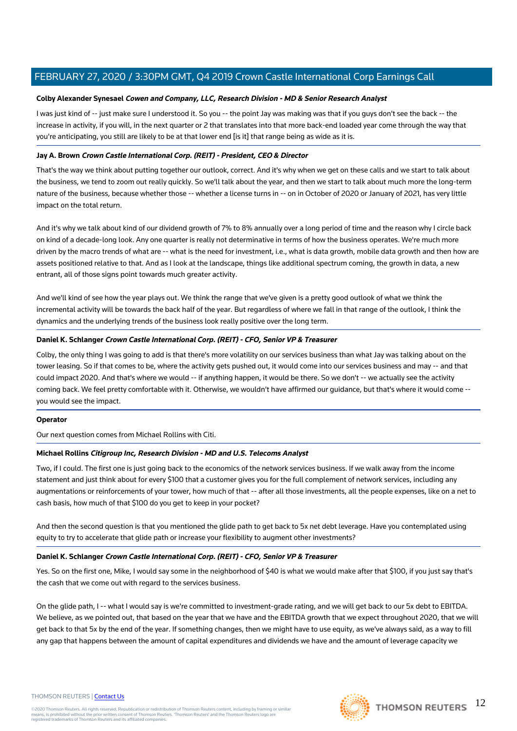**Colby Alexander Synesael** ***Cowen and Company, LLC, Research Division - MD & Senior Research Analyst***

I was just kind of -- just make sure I understood it. So you -- the point Jay was making was that if you guys don't see the back -- the increase in activity, if you will, in the next quarter or 2 that translates into that more back-end loaded year come through the way that you're anticipating, you still are likely to be at that lower end [is it] that range being as wide as it is.

**Jay A. Brown** ***Crown Castle International Corp. (REIT) - President, CEO & Director***

That's the way we think about putting together our outlook, correct. And it's why when we get on these calls and we start to talk about the business, we tend to zoom out really quickly. So we'll talk about the year, and then we start to talk about much more the long-term nature of the business, because whether those -- whether a license turns in -- on in October of 2020 or January of 2021, has very little impact on the total return.

And it's why we talk about kind of our dividend growth of 7% to 8% annually over a long period of time and the reason why I circle back on kind of a decade-long look. Any one quarter is really not determinative in terms of how the business operates. We're much more driven by the macro trends of what are -- what is the need for investment, i.e., what is data growth, mobile data growth and then how are assets positioned relative to that. And as I look at the landscape, things like additional spectrum coming, the growth in data, a new entrant, all of those signs point towards much greater activity.

And we'll kind of see how the year plays out. We think the range that we've given is a pretty good outlook of what we think the incremental activity will be towards the back half of the year. But regardless of where we fall in that range of the outlook, I think the dynamics and the underlying trends of the business look really positive over the long term.

**Daniel K. Schlanger** ***Crown Castle International Corp. (REIT) - CFO, Senior VP & Treasurer***

Colby, the only thing I was going to add is that there's more volatility on our services business than what Jay was talking about on the tower leasing. So if that comes to be, where the activity gets pushed out, it would come into our services business and may -- and that could impact 2020. And that's where we would -- if anything happen, it would be there. So we don't -- we actually see the activity coming back. We feel pretty comfortable with it. Otherwise, we wouldn't have affirmed our guidance, but that's where it would come -- you would see the impact.

**Operator**

Our next question comes from Michael Rollins with Citi.

**Michael Rollins** ***Citigroup Inc, Research Division - MD and U.S. Telecoms Analyst***

Two, if I could. The first one is just going back to the economics of the network services business. If we walk away from the income statement and just think about for every $100 that a customer gives you for the full complement of network services, including any augmentations or reinforcements of your tower, how much of that -- after all those investments, all the people expenses, like on a net to cash basis, how much of that $100 do you get to keep in your pocket?

And then the second question is that you mentioned the glide path to get back to 5x net debt leverage. Have you contemplated using equity to try to accelerate that glide path or increase your flexibility to augment other investments?

**Daniel K. Schlanger** ***Crown Castle International Corp. (REIT) - CFO, Senior VP & Treasurer***

Yes. So on the first one, Mike, I would say some in the neighborhood of $40 is what we would make after that $100, if you just say that's the cash that we come out with regard to the services business.

On the glide path, I -- what I would say is we're committed to investment-grade rating, and we will get back to our 5x debt to EBITDA. We believe, as we pointed out, that based on the year that we have and the EBITDA growth that we expect throughout 2020, that we will get back to that 5x by the end of the year. If something changes, then we might have to use equity, as we've always said, as a way to fill any gap that happens between the amount of capital expenditures and dividends we have and the amount of leverage capacity we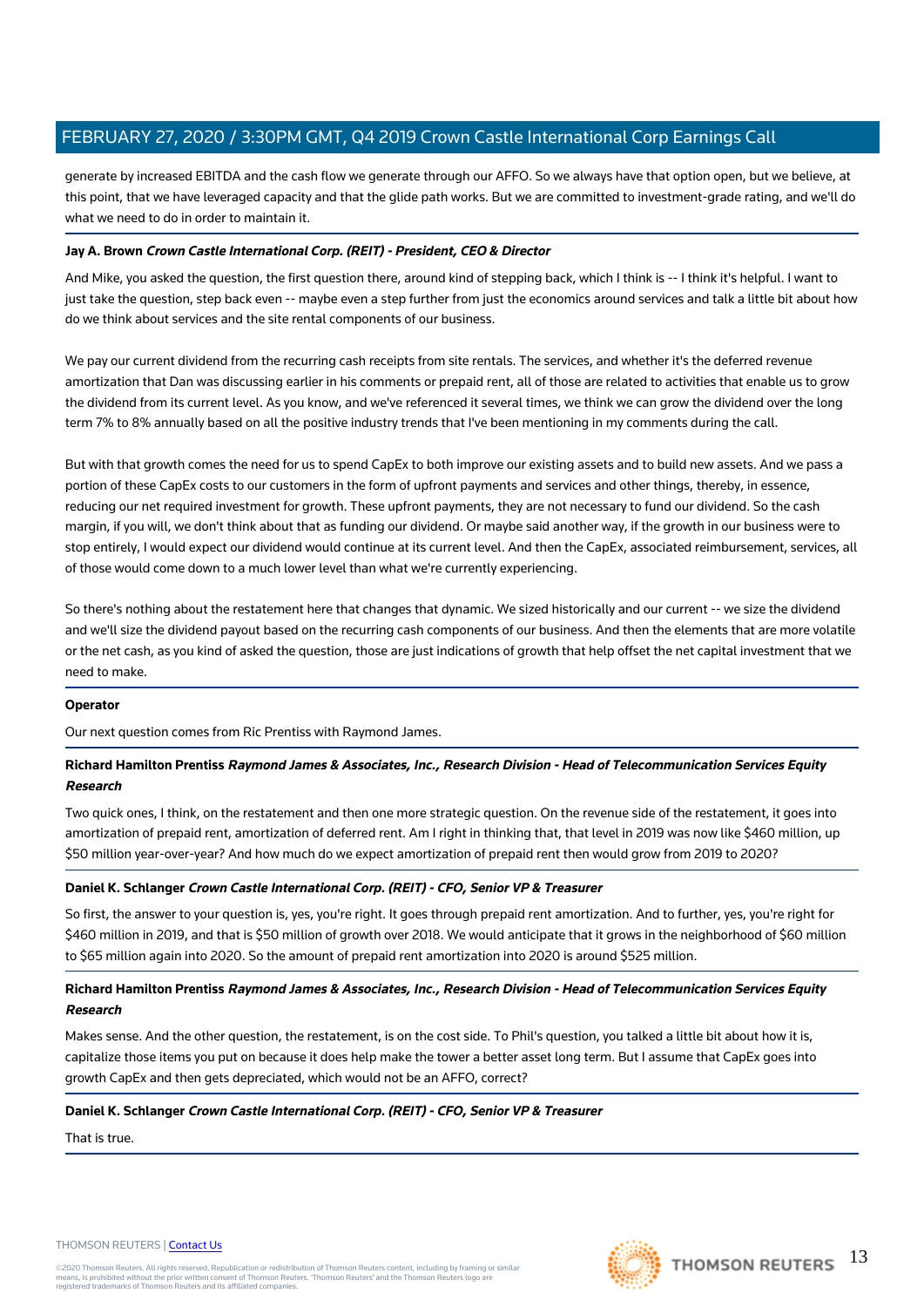generate by increased EBITDA and the cash flow we generate through our AFFO. So we always have that option open, but we believe, at this point, that we have leveraged capacity and that the glide path works. But we are committed to investment-grade rating, and we'll do what we need to do in order to maintain it.

**Jay A. Brown** ***Crown Castle International Corp. (REIT) - President, CEO & Director***

And Mike, you asked the question, the first question there, around kind of stepping back, which I think is -- I think it's helpful. I want to just take the question, step back even -- maybe even a step further from just the economics around services and talk a little bit about how do we think about services and the site rental components of our business.

We pay our current dividend from the recurring cash receipts from site rentals. The services, and whether it's the deferred revenue amortization that Dan was discussing earlier in his comments or prepaid rent, all of those are related to activities that enable us to grow the dividend from its current level. As you know, and we've referenced it several times, we think we can grow the dividend over the long term 7% to 8% annually based on all the positive industry trends that I've been mentioning in my comments during the call.

But with that growth comes the need for us to spend CapEx to both improve our existing assets and to build new assets. And we pass a portion of these CapEx costs to our customers in the form of upfront payments and services and other things, thereby, in essence, reducing our net required investment for growth. These upfront payments, they are not necessary to fund our dividend. So the cash margin, if you will, we don't think about that as funding our dividend. Or maybe said another way, if the growth in our business were to stop entirely, I would expect our dividend would continue at its current level. And then the CapEx, associated reimbursement, services, all of those would come down to a much lower level than what we're currently experiencing.

So there's nothing about the restatement here that changes that dynamic. We sized historically and our current -- we size the dividend and we'll size the dividend payout based on the recurring cash components of our business. And then the elements that are more volatile or the net cash, as you kind of asked the question, those are just indications of growth that help offset the net capital investment that we need to make.

**Operator**

Our next question comes from Ric Prentiss with Raymond James.

**Richard Hamilton Prentiss** ***Raymond James & Associates, Inc., Research Division - Head of Telecommunication Services Equity Research***

Two quick ones, I think, on the restatement and then one more strategic question. On the revenue side of the restatement, it goes into amortization of prepaid rent, amortization of deferred rent. Am I right in thinking that, that level in 2019 was now like $460 million, up $50 million year-over-year? And how much do we expect amortization of prepaid rent then would grow from 2019 to 2020?

**Daniel K. Schlanger** ***Crown Castle International Corp. (REIT) - CFO, Senior VP & Treasurer***

So first, the answer to your question is, yes, you're right. It goes through prepaid rent amortization. And to further, yes, you're right for $460 million in 2019, and that is $50 million of growth over 2018. We would anticipate that it grows in the neighborhood of $60 million to $65 million again into 2020. So the amount of prepaid rent amortization into 2020 is around $525 million.

**Richard Hamilton Prentiss** ***Raymond James & Associates, Inc., Research Division - Head of Telecommunication Services Equity Research***

Makes sense. And the other question, the restatement, is on the cost side. To Phil's question, you talked a little bit about how it is, capitalize those items you put on because it does help make the tower a better asset long term. But I assume that CapEx goes into growth CapEx and then gets depreciated, which would not be an AFFO, correct?

**Daniel K. Schlanger** ***Crown Castle International Corp. (REIT) - CFO, Senior VP & Treasurer***

That is true.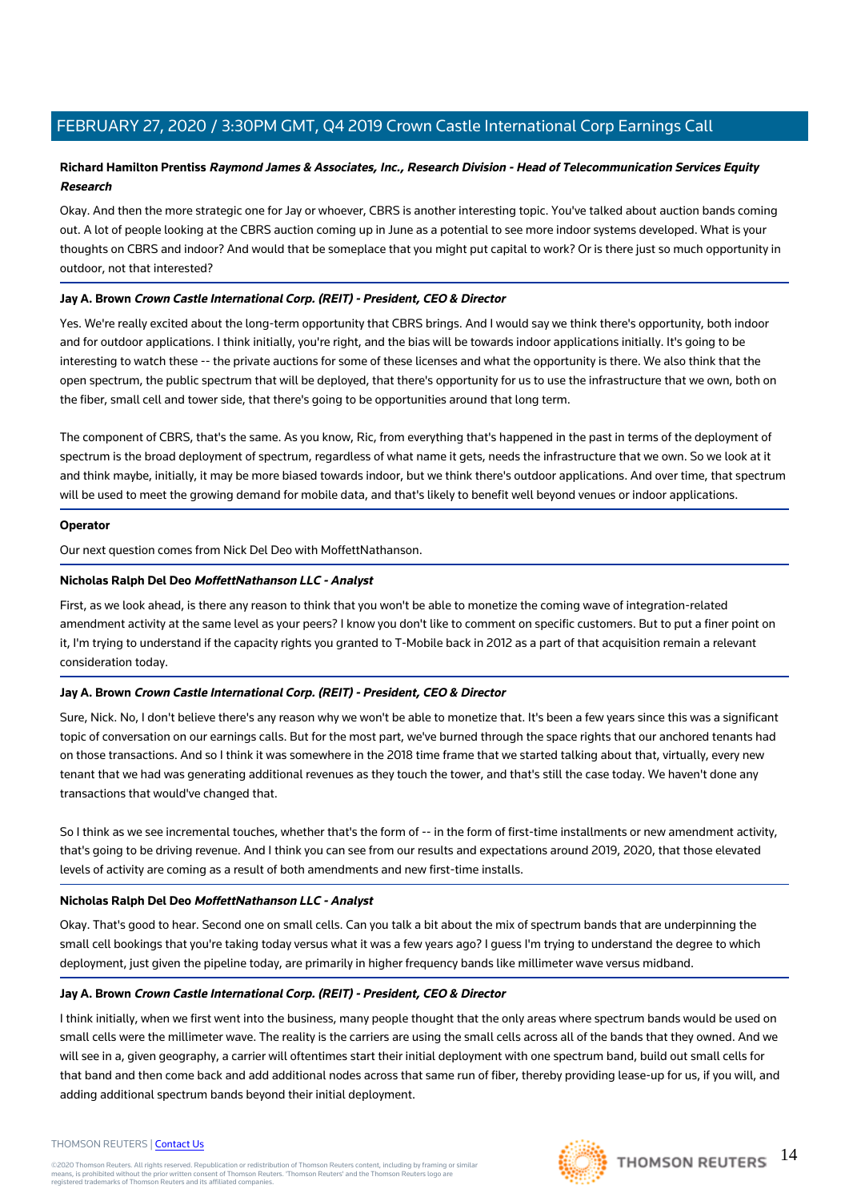**Richard Hamilton Prentiss** ***Raymond James & Associates, Inc., Research Division - Head of Telecommunication Services Equity Research***

Okay. And then the more strategic one for Jay or whoever, CBRS is another interesting topic. You've talked about auction bands coming out. A lot of people looking at the CBRS auction coming up in June as a potential to see more indoor systems developed. What is your thoughts on CBRS and indoor? And would that be someplace that you might put capital to work? Or is there just so much opportunity in outdoor, not that interested?

**Jay A. Brown** ***Crown Castle International Corp. (REIT) - President, CEO & Director***

Yes. We're really excited about the long-term opportunity that CBRS brings. And I would say we think there's opportunity, both indoor and for outdoor applications. I think initially, you're right, and the bias will be towards indoor applications initially. It's going to be interesting to watch these -- the private auctions for some of these licenses and what the opportunity is there. We also think that the open spectrum, the public spectrum that will be deployed, that there's opportunity for us to use the infrastructure that we own, both on the fiber, small cell and tower side, that there's going to be opportunities around that long term.

The component of CBRS, that's the same. As you know, Ric, from everything that's happened in the past in terms of the deployment of spectrum is the broad deployment of spectrum, regardless of what name it gets, needs the infrastructure that we own. So we look at it and think maybe, initially, it may be more biased towards indoor, but we think there's outdoor applications. And over time, that spectrum will be used to meet the growing demand for mobile data, and that's likely to benefit well beyond venues or indoor applications.

**Operator**

Our next question comes from Nick Del Deo with MoffettNathanson.

**Nicholas Ralph Del Deo** ***MoffettNathanson LLC - Analyst***

First, as we look ahead, is there any reason to think that you won't be able to monetize the coming wave of integration-related amendment activity at the same level as your peers? I know you don't like to comment on specific customers. But to put a finer point on it, I'm trying to understand if the capacity rights you granted to T-Mobile back in 2012 as a part of that acquisition remain a relevant consideration today.

**Jay A. Brown** ***Crown Castle International Corp. (REIT) - President, CEO & Director***

Sure, Nick. No, I don't believe there's any reason why we won't be able to monetize that. It's been a few years since this was a significant topic of conversation on our earnings calls. But for the most part, we've burned through the space rights that our anchored tenants had on those transactions. And so I think it was somewhere in the 2018 time frame that we started talking about that, virtually, every new tenant that we had was generating additional revenues as they touch the tower, and that's still the case today. We haven't done any transactions that would've changed that.

So I think as we see incremental touches, whether that's the form of -- in the form of first-time installments or new amendment activity, that's going to be driving revenue. And I think you can see from our results and expectations around 2019, 2020, that those elevated levels of activity are coming as a result of both amendments and new first-time installs.

**Nicholas Ralph Del Deo** ***MoffettNathanson LLC - Analyst***

Okay. That's good to hear. Second one on small cells. Can you talk a bit about the mix of spectrum bands that are underpinning the small cell bookings that you're taking today versus what it was a few years ago? I guess I'm trying to understand the degree to which deployment, just given the pipeline today, are primarily in higher frequency bands like millimeter wave versus midband.

**Jay A. Brown** ***Crown Castle International Corp. (REIT) - President, CEO & Director***

I think initially, when we first went into the business, many people thought that the only areas where spectrum bands would be used on small cells were the millimeter wave. The reality is the carriers are using the small cells across all of the bands that they owned. And we will see in a, given geography, a carrier will oftentimes start their initial deployment with one spectrum band, build out small cells for that band and then come back and add additional nodes across that same run of fiber, thereby providing lease-up for us, if you will, and adding additional spectrum bands beyond their initial deployment.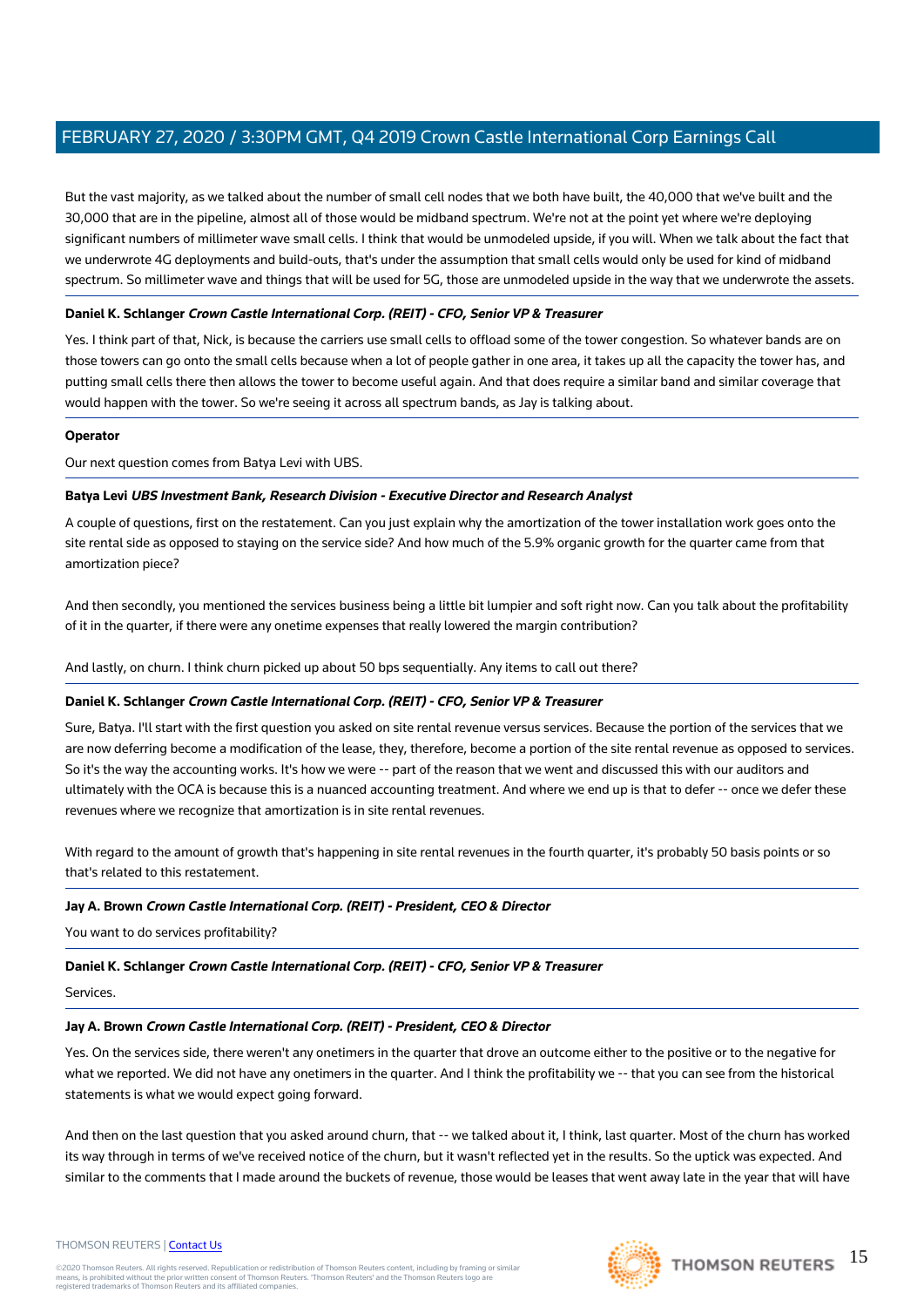But the vast majority, as we talked about the number of small cell nodes that we both have built, the 40,000 that we've built and the 30,000 that are in the pipeline, almost all of those would be midband spectrum. We're not at the point yet where we're deploying significant numbers of millimeter wave small cells. I think that would be unmodeled upside, if you will. When we talk about the fact that we underwrote 4G deployments and build-outs, that's under the assumption that small cells would only be used for kind of midband spectrum. So millimeter wave and things that will be used for 5G, those are unmodeled upside in the way that we underwrote the assets.

**Daniel K. Schlanger** ***Crown Castle International Corp. (REIT) - CFO, Senior VP & Treasurer***

Yes. I think part of that, Nick, is because the carriers use small cells to offload some of the tower congestion. So whatever bands are on those towers can go onto the small cells because when a lot of people gather in one area, it takes up all the capacity the tower has, and putting small cells there then allows the tower to become useful again. And that does require a similar band and similar coverage that would happen with the tower. So we're seeing it across all spectrum bands, as Jay is talking about.

**Operator**

Our next question comes from Batya Levi with UBS.

**Batya Levi** ***UBS Investment Bank, Research Division - Executive Director and Research Analyst***

A couple of questions, first on the restatement. Can you just explain why the amortization of the tower installation work goes onto the site rental side as opposed to staying on the service side? And how much of the 5.9% organic growth for the quarter came from that amortization piece?

And then secondly, you mentioned the services business being a little bit lumpier and soft right now. Can you talk about the profitability of it in the quarter, if there were any onetime expenses that really lowered the margin contribution?

And lastly, on churn. I think churn picked up about 50 bps sequentially. Any items to call out there?

**Daniel K. Schlanger** ***Crown Castle International Corp. (REIT) - CFO, Senior VP & Treasurer***

Sure, Batya. I'll start with the first question you asked on site rental revenue versus services. Because the portion of the services that we are now deferring become a modification of the lease, they, therefore, become a portion of the site rental revenue as opposed to services. So it's the way the accounting works. It's how we were -- part of the reason that we went and discussed this with our auditors and ultimately with the OCA is because this is a nuanced accounting treatment. And where we end up is that to defer -- once we defer these revenues where we recognize that amortization is in site rental revenues.

With regard to the amount of growth that's happening in site rental revenues in the fourth quarter, it's probably 50 basis points or so that's related to this restatement.

**Jay A. Brown** ***Crown Castle International Corp. (REIT) - President, CEO & Director***

You want to do services profitability?

**Daniel K. Schlanger** ***Crown Castle International Corp. (REIT) - CFO, Senior VP & Treasurer***

Services.

**Jay A. Brown** ***Crown Castle International Corp. (REIT) - President, CEO & Director***

Yes. On the services side, there weren't any onetimers in the quarter that drove an outcome either to the positive or to the negative for what we reported. We did not have any onetimers in the quarter. And I think the profitability we -- that you can see from the historical statements is what we would expect going forward.

And then on the last question that you asked around churn, that -- we talked about it, I think, last quarter. Most of the churn has worked its way through in terms of we've received notice of the churn, but it wasn't reflected yet in the results. So the uptick was expected. And similar to the comments that I made around the buckets of revenue, those would be leases that went away late in the year that will have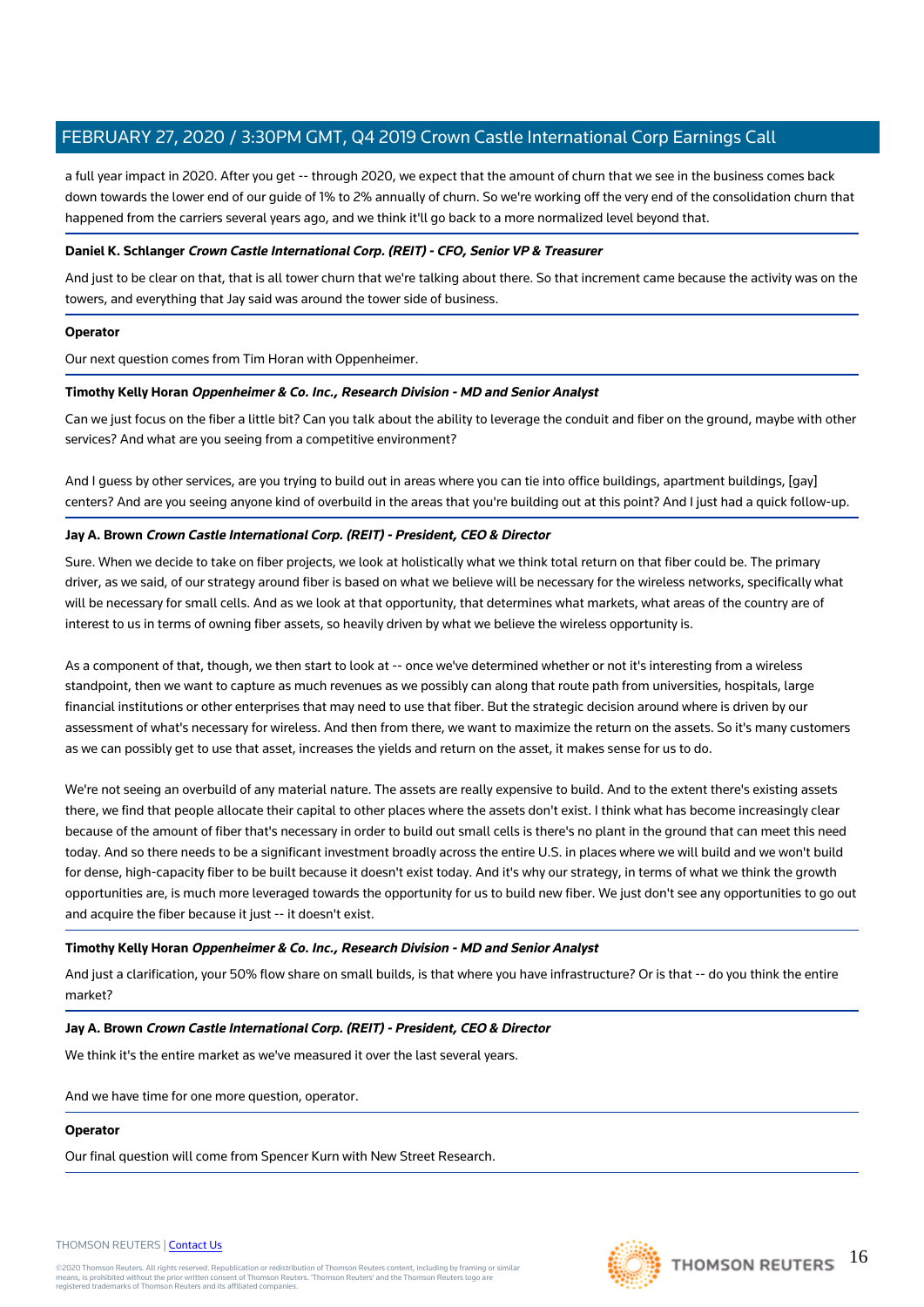a full year impact in 2020. After you get -- through 2020, we expect that the amount of churn that we see in the business comes back down towards the lower end of our guide of 1% to 2% annually of churn. So we're working off the very end of the consolidation churn that happened from the carriers several years ago, and we think it'll go back to a more normalized level beyond that.

**Daniel K. Schlanger** ***Crown Castle International Corp. (REIT) - CFO, Senior VP & Treasurer***

And just to be clear on that, that is all tower churn that we're talking about there. So that increment came because the activity was on the towers, and everything that Jay said was around the tower side of business.

**Operator**

Our next question comes from Tim Horan with Oppenheimer.

**Timothy Kelly Horan** ***Oppenheimer & Co. Inc., Research Division - MD and Senior Analyst***

Can we just focus on the fiber a little bit? Can you talk about the ability to leverage the conduit and fiber on the ground, maybe with other services? And what are you seeing from a competitive environment?

And I guess by other services, are you trying to build out in areas where you can tie into office buildings, apartment buildings, [gay] centers? And are you seeing anyone kind of overbuild in the areas that you're building out at this point? And I just had a quick follow-up.

**Jay A. Brown** ***Crown Castle International Corp. (REIT) - President, CEO & Director***

Sure. When we decide to take on fiber projects, we look at holistically what we think total return on that fiber could be. The primary driver, as we said, of our strategy around fiber is based on what we believe will be necessary for the wireless networks, specifically what will be necessary for small cells. And as we look at that opportunity, that determines what markets, what areas of the country are of interest to us in terms of owning fiber assets, so heavily driven by what we believe the wireless opportunity is.

As a component of that, though, we then start to look at -- once we've determined whether or not it's interesting from a wireless standpoint, then we want to capture as much revenues as we possibly can along that route path from universities, hospitals, large financial institutions or other enterprises that may need to use that fiber. But the strategic decision around where is driven by our assessment of what's necessary for wireless. And then from there, we want to maximize the return on the assets. So it's many customers as we can possibly get to use that asset, increases the yields and return on the asset, it makes sense for us to do.

We're not seeing an overbuild of any material nature. The assets are really expensive to build. And to the extent there's existing assets there, we find that people allocate their capital to other places where the assets don't exist. I think what has become increasingly clear because of the amount of fiber that's necessary in order to build out small cells is there's no plant in the ground that can meet this need today. And so there needs to be a significant investment broadly across the entire U.S. in places where we will build and we won't build for dense, high-capacity fiber to be built because it doesn't exist today. And it's why our strategy, in terms of what we think the growth opportunities are, is much more leveraged towards the opportunity for us to build new fiber. We just don't see any opportunities to go out and acquire the fiber because it just -- it doesn't exist.

**Timothy Kelly Horan** ***Oppenheimer & Co. Inc., Research Division - MD and Senior Analyst***

And just a clarification, your 50% flow share on small builds, is that where you have infrastructure? Or is that -- do you think the entire market?

**Jay A. Brown** ***Crown Castle International Corp. (REIT) - President, CEO & Director***

We think it's the entire market as we've measured it over the last several years.

And we have time for one more question, operator.

**Operator**

Our final question will come from Spencer Kurn with New Street Research.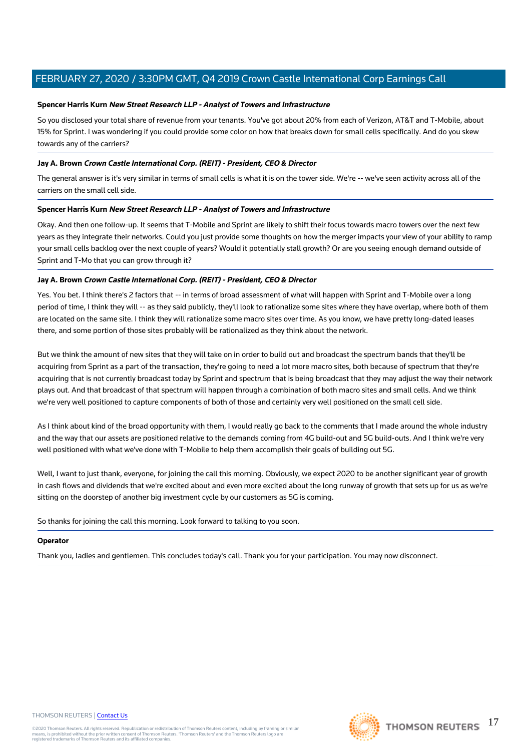**Spencer Harris Kurn** ***New Street Research LLP - Analyst of Towers and Infrastructure***

So you disclosed your total share of revenue from your tenants. You've got about 20% from each of Verizon, AT&T and T-Mobile, about 15% for Sprint. I was wondering if you could provide some color on how that breaks down for small cells specifically. And do you skew towards any of the carriers?

**Jay A. Brown** ***Crown Castle International Corp. (REIT) - President, CEO & Director***

The general answer is it's very similar in terms of small cells is what it is on the tower side. We're -- we've seen activity across all of the carriers on the small cell side.

**Spencer Harris Kurn** ***New Street Research LLP - Analyst of Towers and Infrastructure***

Okay. And then one follow-up. It seems that T-Mobile and Sprint are likely to shift their focus towards macro towers over the next few years as they integrate their networks. Could you just provide some thoughts on how the merger impacts your view of your ability to ramp your small cells backlog over the next couple of years? Would it potentially stall growth? Or are you seeing enough demand outside of Sprint and T-Mo that you can grow through it?

**Jay A. Brown** ***Crown Castle International Corp. (REIT) - President, CEO & Director***

Yes. You bet. I think there's 2 factors that -- in terms of broad assessment of what will happen with Sprint and T-Mobile over a long period of time, I think they will -- as they said publicly, they'll look to rationalize some sites where they have overlap, where both of them are located on the same site. I think they will rationalize some macro sites over time. As you know, we have pretty long-dated leases there, and some portion of those sites probably will be rationalized as they think about the network.

But we think the amount of new sites that they will take on in order to build out and broadcast the spectrum bands that they'll be acquiring from Sprint as a part of the transaction, they're going to need a lot more macro sites, both because of spectrum that they're acquiring that is not currently broadcast today by Sprint and spectrum that is being broadcast that they may adjust the way their network plays out. And that broadcast of that spectrum will happen through a combination of both macro sites and small cells. And we think we're very well positioned to capture components of both of those and certainly very well positioned on the small cell side.

As I think about kind of the broad opportunity with them, I would really go back to the comments that I made around the whole industry and the way that our assets are positioned relative to the demands coming from 4G build-out and 5G build-outs. And I think we're very well positioned with what we've done with T-Mobile to help them accomplish their goals of building out 5G.

Well, I want to just thank, everyone, for joining the call this morning. Obviously, we expect 2020 to be another significant year of growth in cash flows and dividends that we're excited about and even more excited about the long runway of growth that sets up for us as we're sitting on the doorstep of another big investment cycle by our customers as 5G is coming.

So thanks for joining the call this morning. Look forward to talking to you soon.

**Operator**

Thank you, ladies and gentlemen. This concludes today's call. Thank you for your participation. You may now disconnect.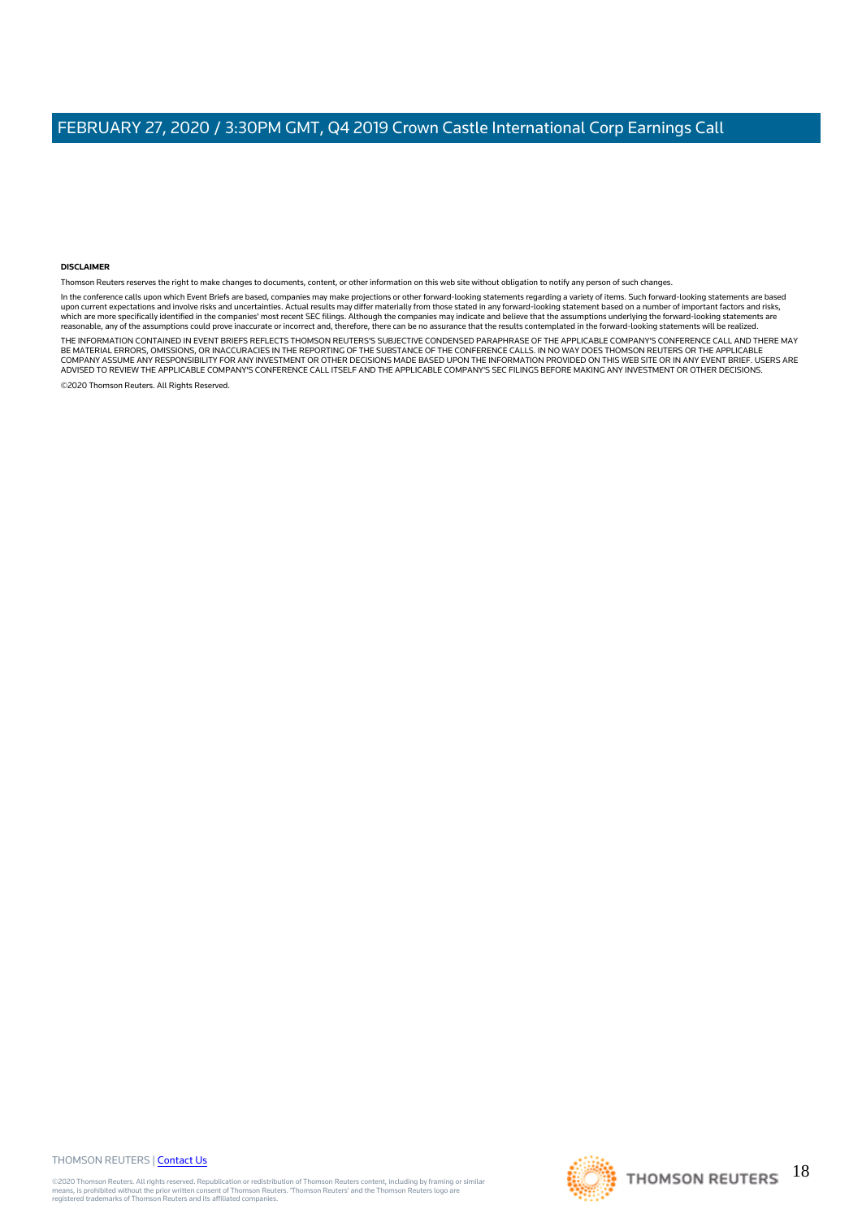**DISCLAIMER**

Thomson Reuters reserves the right to make changes to documents, content, or other information on this web site without obligation to notify any person of such changes.

In the conference calls upon which Event Briefs are based, companies may make projections or other forward-looking statements regarding a variety of items. Such forward-looking statements are based upon current expectations and involve risks and uncertainties. Actual results may differ materially from those stated in any forward-looking statement based on a number of important factors and risks, which are more specifically identified in the companies' most recent SEC filings. Although the companies may indicate and believe that the assumptions underlying the forward-looking statements are reasonable, any of the assumptions could prove inaccurate or incorrect and, therefore, there can be no assurance that the results contemplated in the forward-looking statements will be realized.

THE INFORMATION CONTAINED IN EVENT BRIEFS REFLECTS THOMSON REUTERS'S SUBJECTIVE CONDENSED PARAPHRASE OF THE APPLICABLE COMPANY'S CONFERENCE CALL AND THERE MAY BE MATERIAL ERRORS, OMISSIONS, OR INACCURACIES IN THE REPORTING OF THE SUBSTANCE OF THE CONFERENCE CALLS. IN NO WAY DOES THOMSON REUTERS OR THE APPLICABLE COMPANY ASSUME ANY RESPONSIBILITY FOR ANY INVESTMENT OR OTHER DECISIONS MADE BASED UPON THE INFORMATION PROVIDED ON THIS WEB SITE OR IN ANY EVENT BRIEF. USERS ARE ADVISED TO REVIEW THE APPLICABLE COMPANY'S CONFERENCE CALL ITSELF AND THE APPLICABLE COMPANY'S SEC FILINGS BEFORE MAKING ANY INVESTMENT OR OTHER DECISIONS.

©2020 Thomson Reuters. All Rights Reserved.